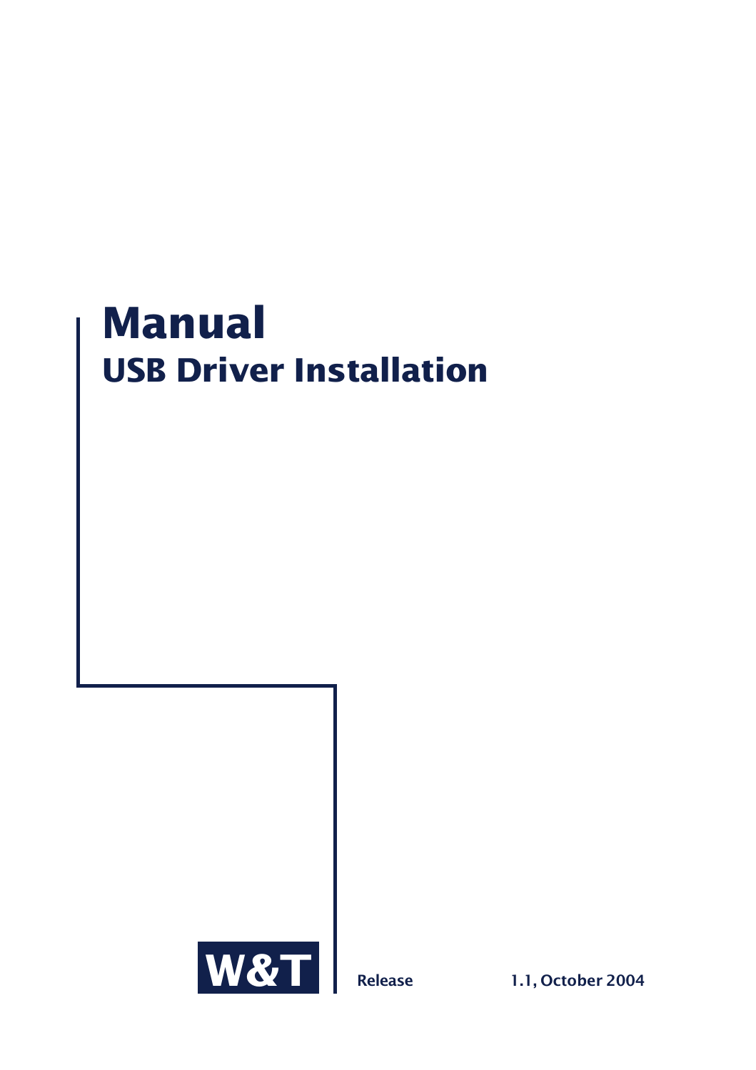# Manual

## USB Driver Installation

W&T

Release 1.1, October 2004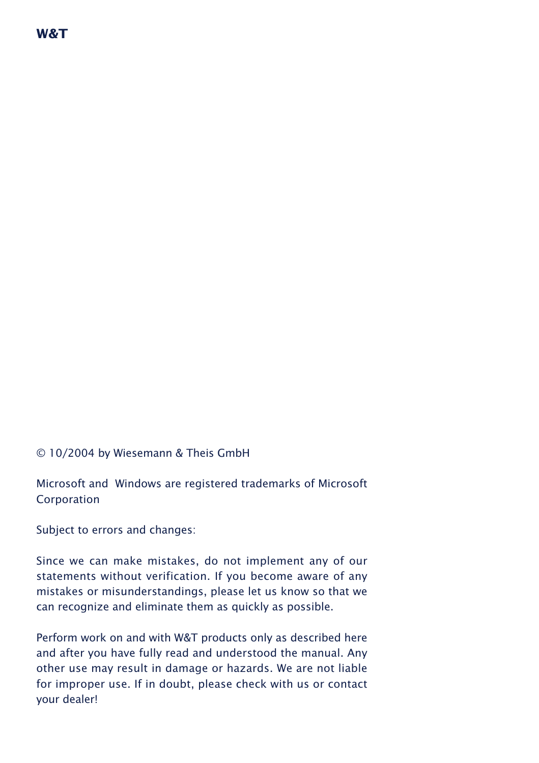© 10/2004 by Wiesemann & Theis GmbH

Microsoft and Windows are registered trademarks of Microsoft Corporation

Subject to errors and changes:

Since we can make mistakes, do not implement any of our statements without verification. If you become aware of any mistakes or misunderstandings, please let us know so that we can recognize and eliminate them as quickly as possible.

Perform work on and with W&T products only as described here and after you have fully read and understood the manual. Any other use may result in damage or hazards. We are not liable for improper use. If in doubt, please check with us or contact your dealer!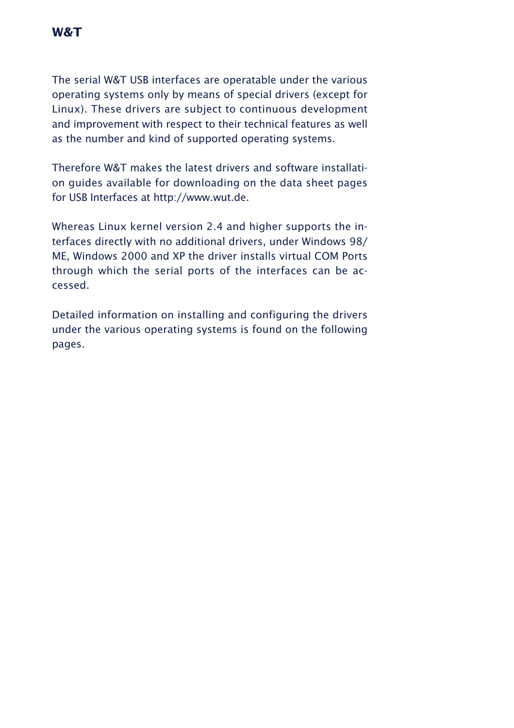The serial W&T USB interfaces are operatable under the various operating systems only by means of special drivers (except for Linux). These drivers are subject to continuous development and improvement with respect to their technical features as well as the number and kind of supported operating systems.

Therefore W&T makes the latest drivers and software installation guides available for downloading on the data sheet pages for USB Interfaces at http://www.wut.de.

Whereas Linux kernel version 2.4 and higher supports the interfaces directly with no additional drivers, under Windows 98/ME, Windows 2000 and XP the driver installs virtual COM Ports through which the serial ports of the interfaces can be accessed.

Detailed information on installing and configuring the drivers under the various operating systems is found on the following pages.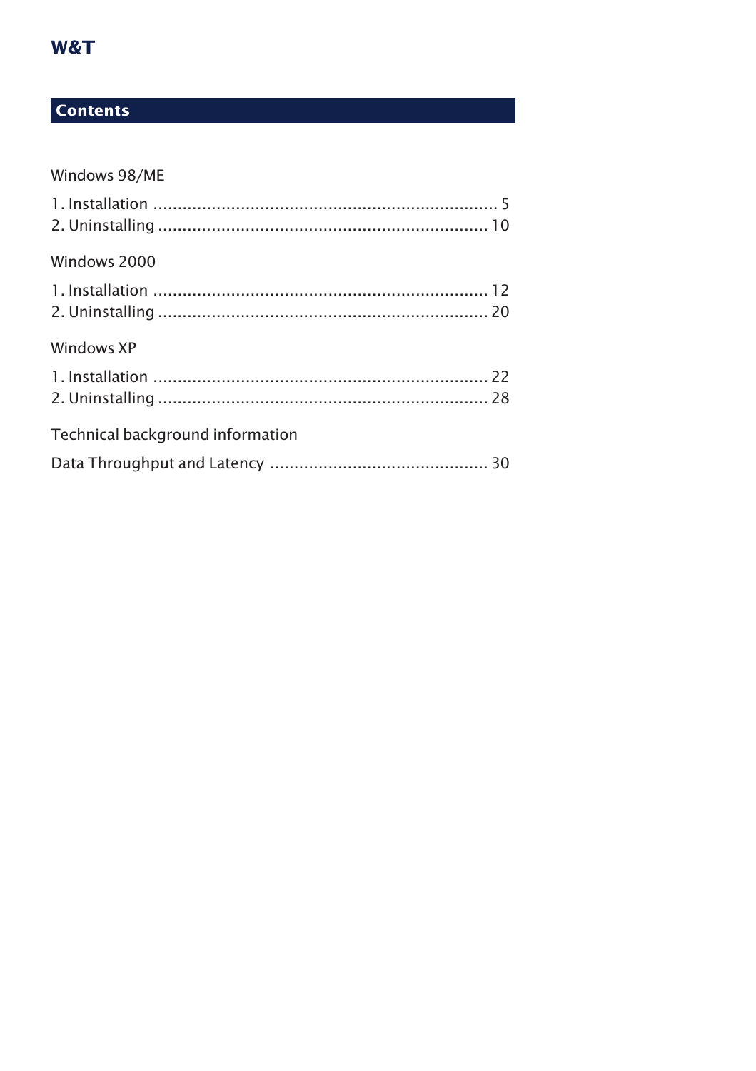## Contents

Windows 98/ME

1. Installation ........................................................................ 5
2. Uninstalling .................................................................... 10

Windows 2000

1. Installation .................................................................... 12
2. Uninstalling .................................................................... 20

Windows XP

1. Installation .................................................................... 22
2. Uninstalling .................................................................... 28

Technical background information

Data Throughput and Latency ............................................ 30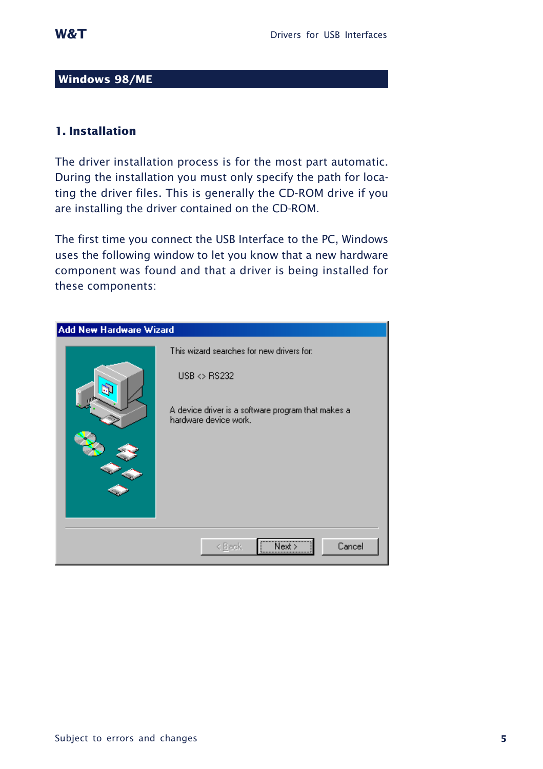## Windows 98/ME

### 1. Installation

The driver installation process is for the most part automatic. During the installation you must only specify the path for locating the driver files. This is generally the CD-ROM drive if you are installing the driver contained on the CD-ROM.

The first time you connect the USB Interface to the PC, Windows uses the following window to let you know that a new hardware component was found and that a driver is being installed for these components:

Add New Hardware Wizard

This wizard searches for new drivers for:

USB <> RS232

A device driver is a software program that makes a hardware device work.

< Back | Next > | Cancel

Subject to errors and changes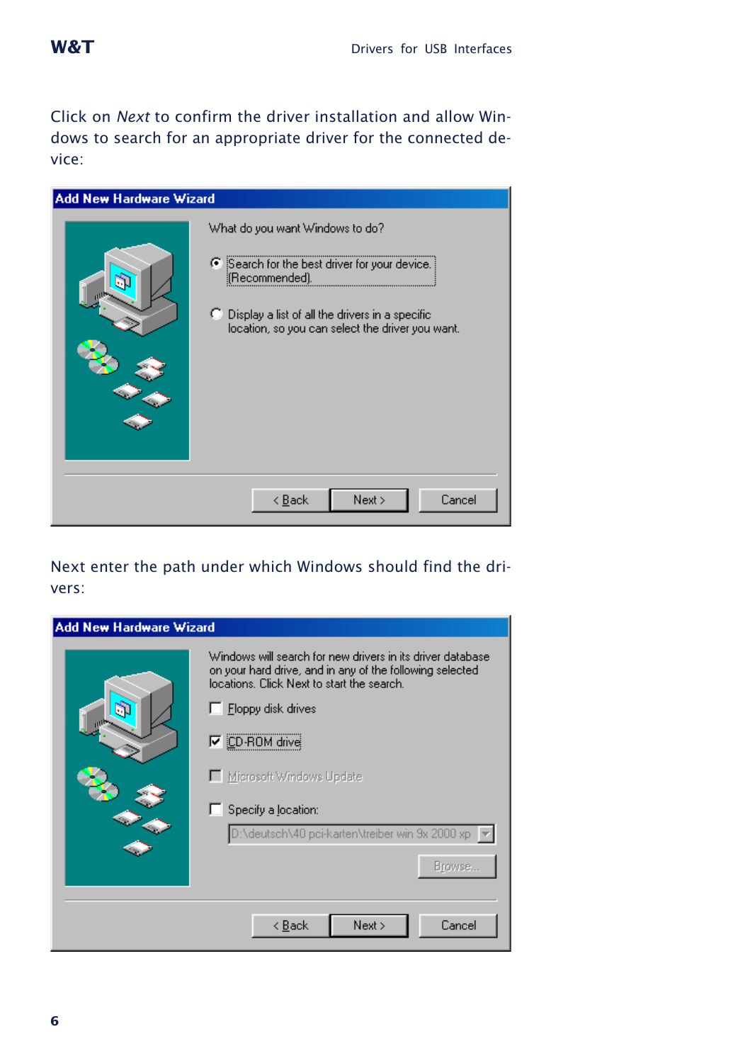Click on *Next* to confirm the driver installation and allow Windows to search for an appropriate driver for the connected device:

**Add New Hardware Wizard**

What do you want Windows to do?

- (•) Search for the best driver for your device. (Recommended).
- ( ) Display a list of all the drivers in a specific location, so you can select the driver you want.

< Back | Next > | Cancel

Next enter the path under which Windows should find the drivers:

**Add New Hardware Wizard**

Windows will search for new drivers in its driver database on your hard drive, and in any of the following selected locations. Click Next to start the search.

- [ ] Floppy disk drives
- [x] CD-ROM drive
- [ ] Microsoft Windows Update
- [ ] Specify a location:

D:\deutsch\40 pci-karten\treiber win 9x 2000 xp

Browse...

< Back | Next > | Cancel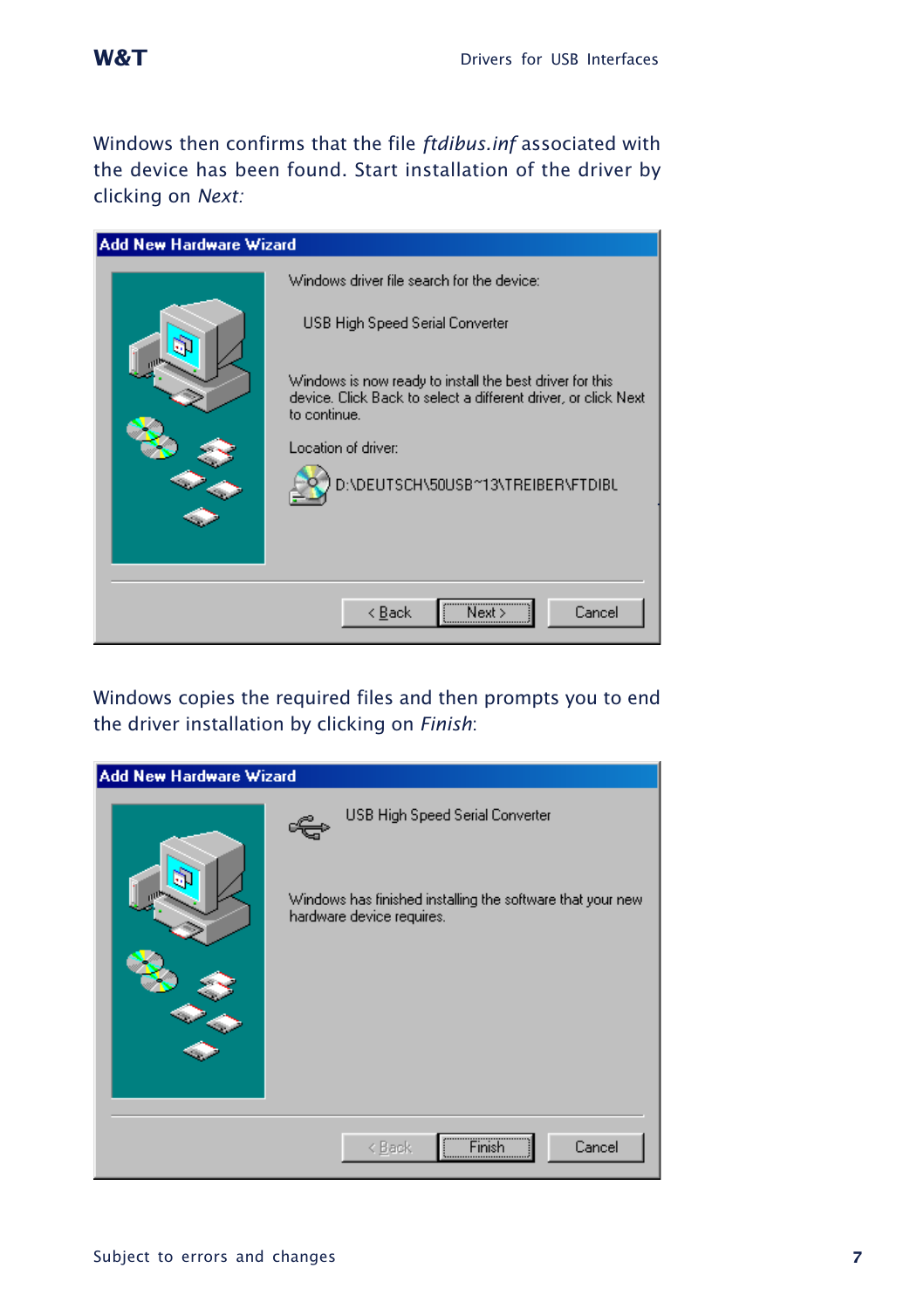Windows then confirms that the file *ftdibus.inf* associated with the device has been found. Start installation of the driver by clicking on *Next:*

Add New Hardware Wizard

Windows driver file search for the device:

USB High Speed Serial Converter

Windows is now ready to install the best driver for this device. Click Back to select a different driver, or click Next to continue.

Location of driver:

D:\DEUTSCH\50USB~13\TREIBER\FTDIBL

< Back | Next > | Cancel

Windows copies the required files and then prompts you to end the driver installation by clicking on *Finish*:

Add New Hardware Wizard

USB High Speed Serial Converter

Windows has finished installing the software that your new hardware device requires.

< Back | Finish | Cancel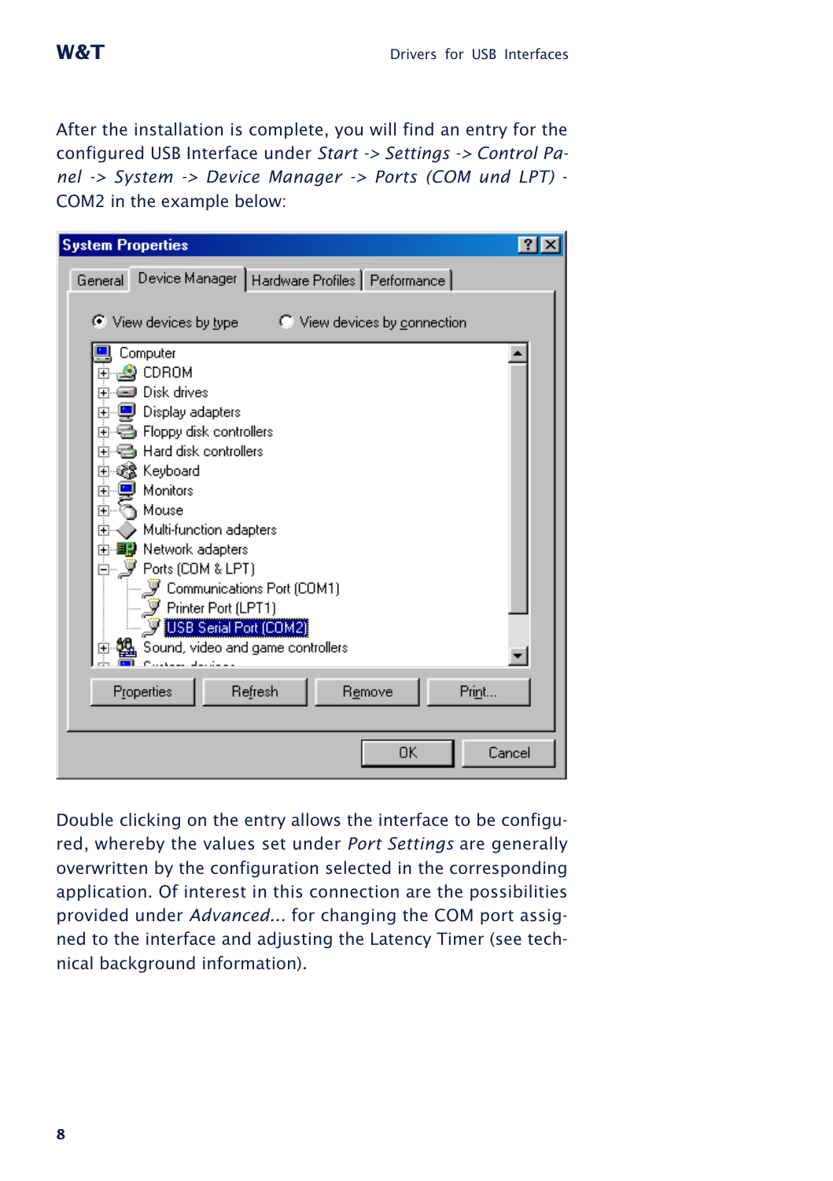After the installation is complete, you will find an entry for the configured USB Interface under *Start -> Settings -> Control Panel -> System -> Device Manager -> Ports (COM und LPT)* - COM2 in the example below:

Double clicking on the entry allows the interface to be configured, whereby the values set under *Port Settings* are generally overwritten by the configuration selected in the corresponding application. Of interest in this connection are the possibilities provided under *Advanced...* for changing the COM port assigned to the interface and adjusting the Latency Timer (see technical background information).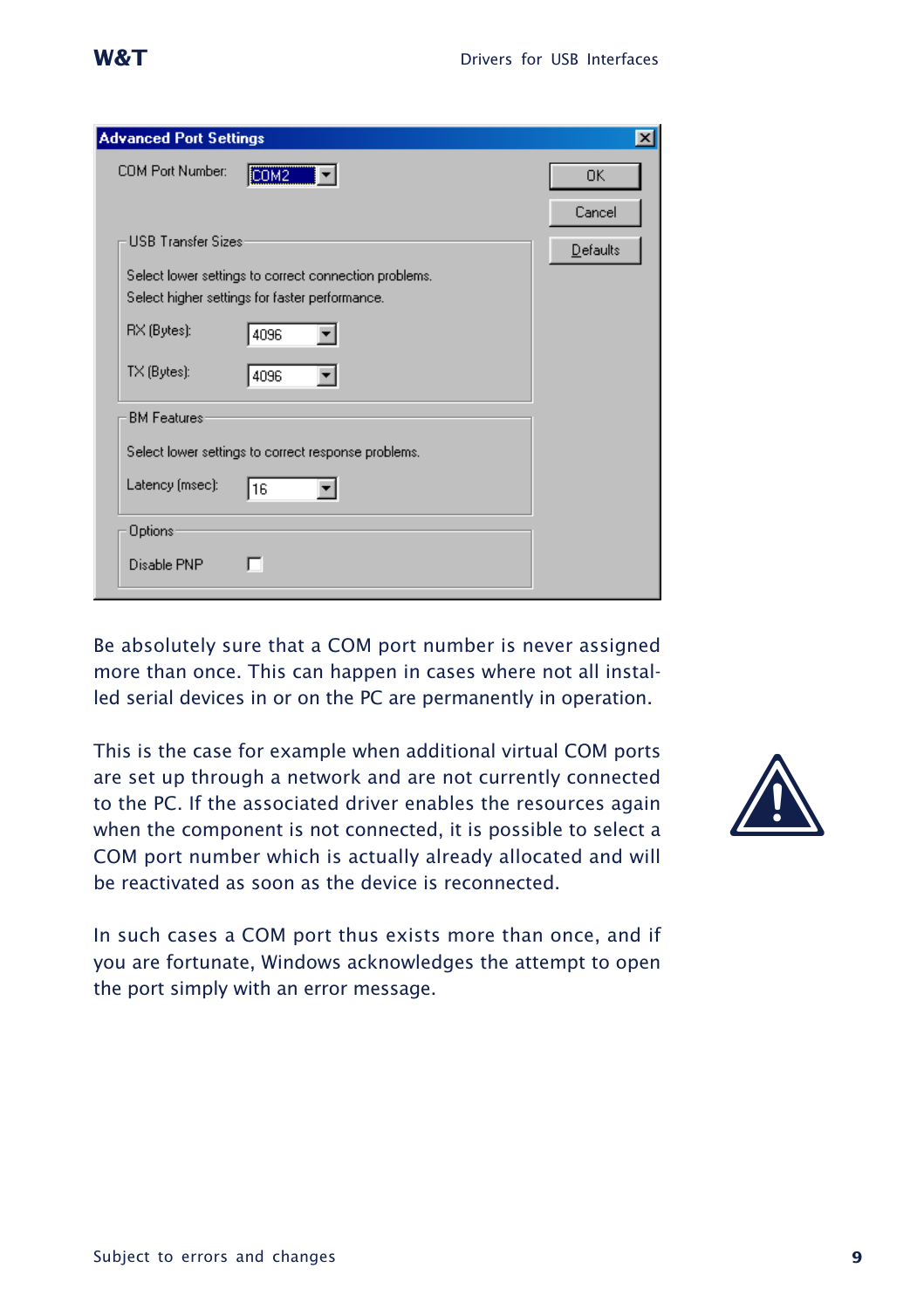Be absolutely sure that a COM port number is never assigned more than once. This can happen in cases where not all installed serial devices in or on the PC are permanently in operation.

This is the case for example when additional virtual COM ports are set up through a network and are not currently connected to the PC. If the associated driver enables the resources again when the component is not connected, it is possible to select a COM port number which is actually already allocated and will be reactivated as soon as the device is reconnected.

In such cases a COM port thus exists more than once, and if you are fortunate, Windows acknowledges the attempt to open the port simply with an error message.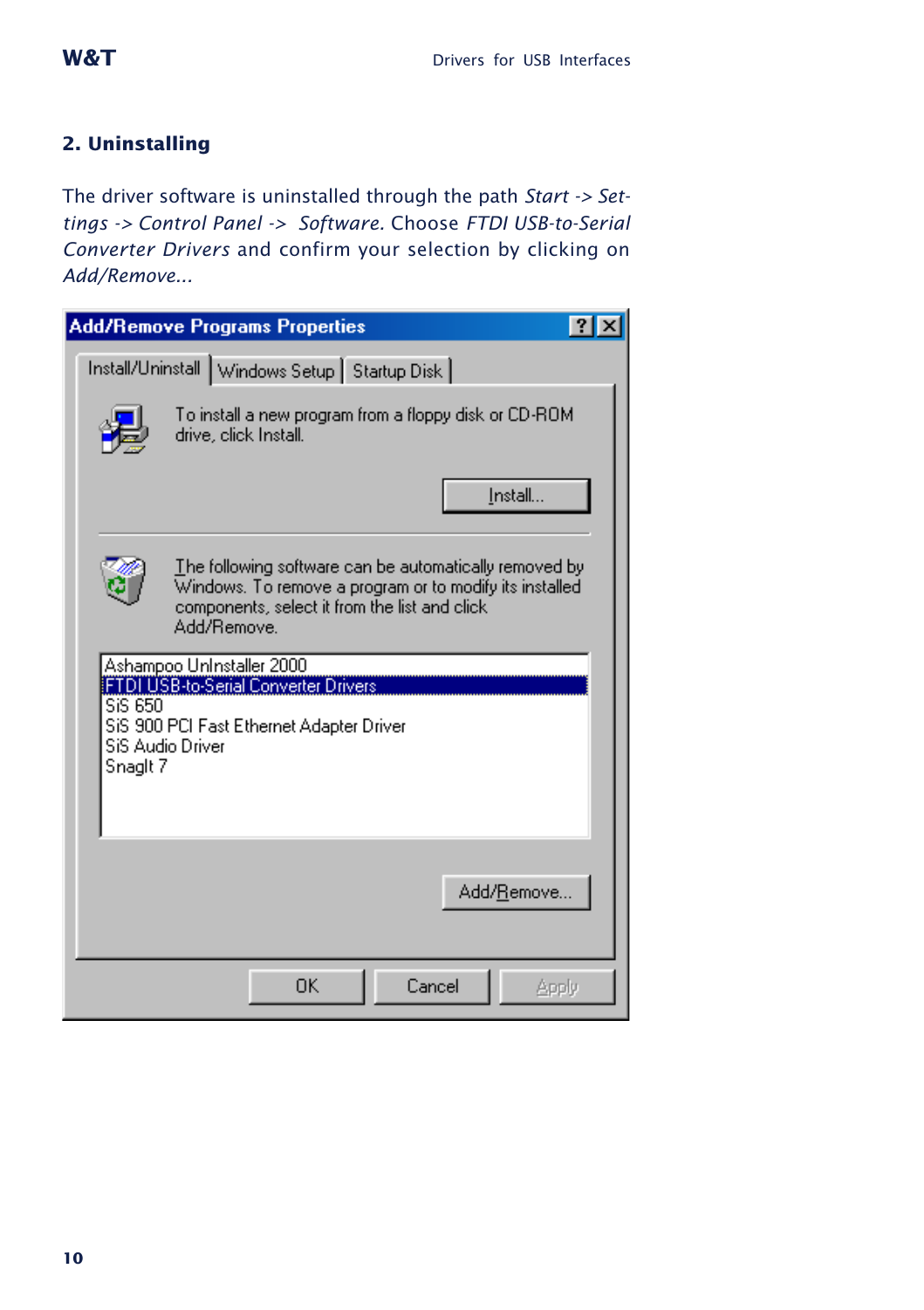## 2. Uninstalling

The driver software is uninstalled through the path *Start -> Settings -> Control Panel -> Software.* Choose *FTDI USB-to-Serial Converter Drivers* and confirm your selection by clicking on *Add/Remove...*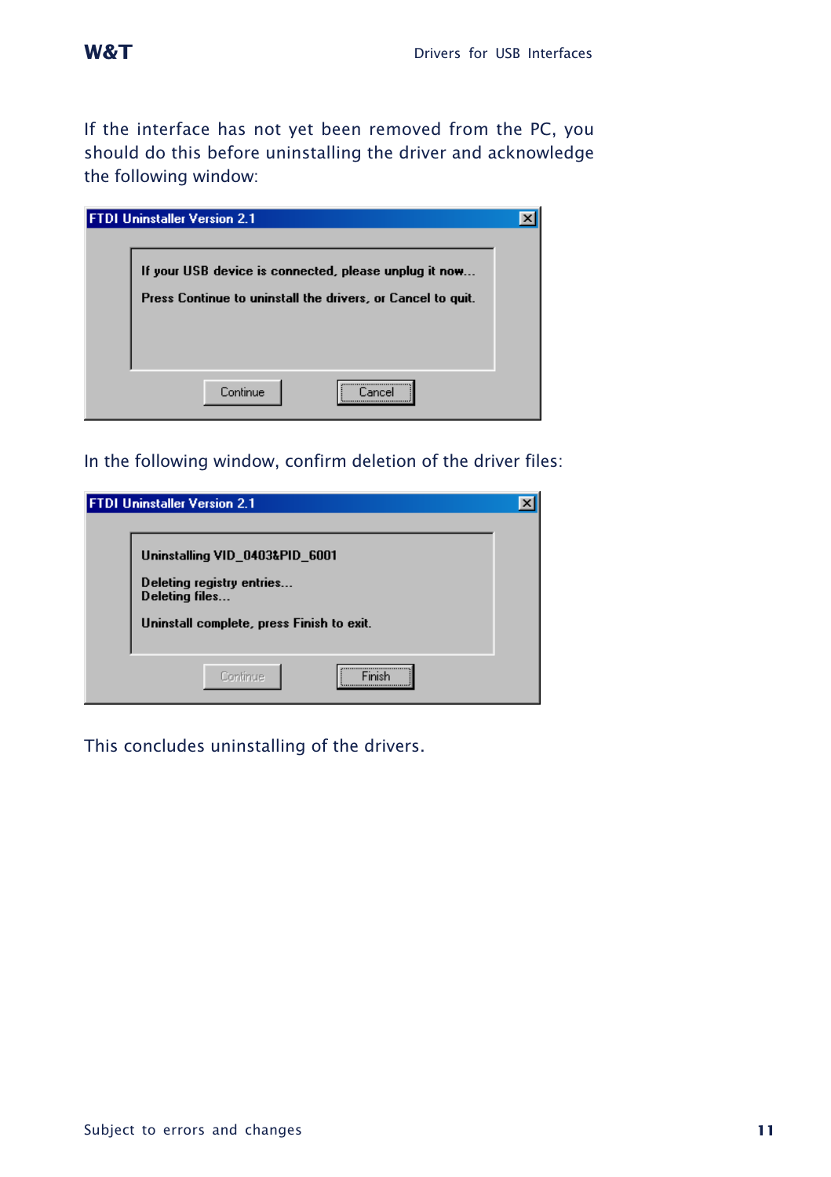If the interface has not yet been removed from the PC, you should do this before uninstalling the driver and acknowledge the following window:

FTDI Uninstaller Version 2.1

If your USB device is connected, please unplug it now...

Press Continue to uninstall the drivers, or Cancel to quit.

Continue | Cancel

In the following window, confirm deletion of the driver files:

FTDI Uninstaller Version 2.1

Uninstalling VID_0403&PID_6001

Deleting registry entries...
Deleting files...

Uninstall complete, press Finish to exit.

Continue | Finish

This concludes uninstalling of the drivers.

Subject to errors and changes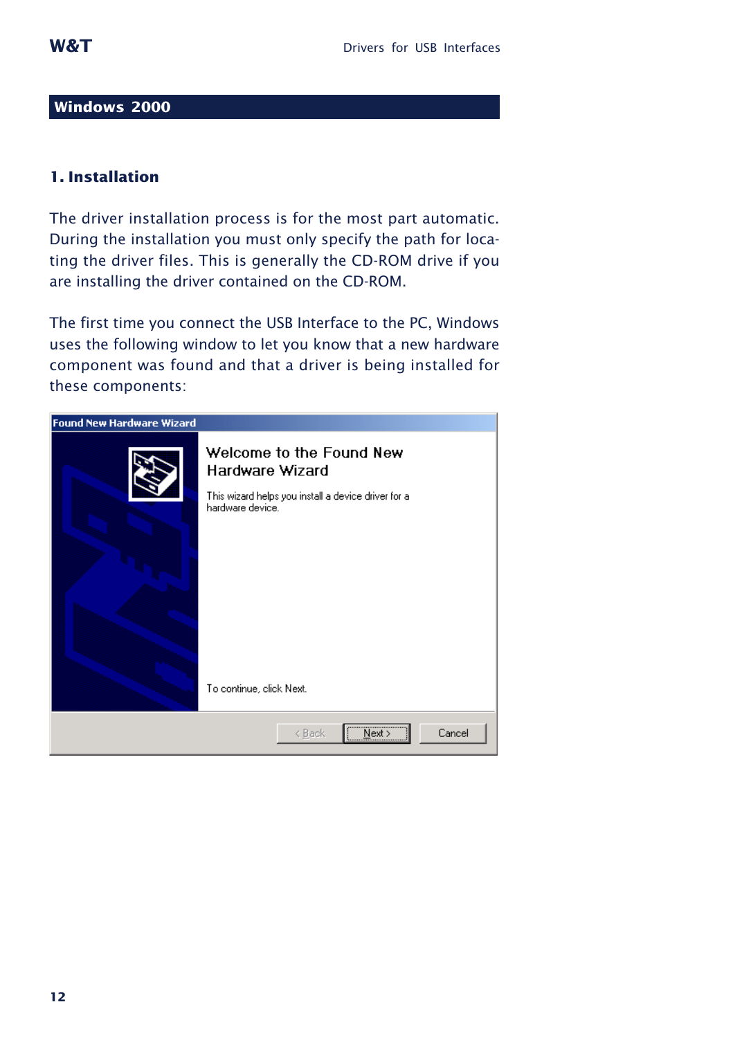## Windows 2000

### 1. Installation

The driver installation process is for the most part automatic. During the installation you must only specify the path for locating the driver files. This is generally the CD-ROM drive if you are installing the driver contained on the CD-ROM.

The first time you connect the USB Interface to the PC, Windows uses the following window to let you know that a new hardware component was found and that a driver is being installed for these components:

Found New Hardware Wizard

Welcome to the Found New Hardware Wizard

This wizard helps you install a device driver for a hardware device.

To continue, click Next.

< Back | Next > | Cancel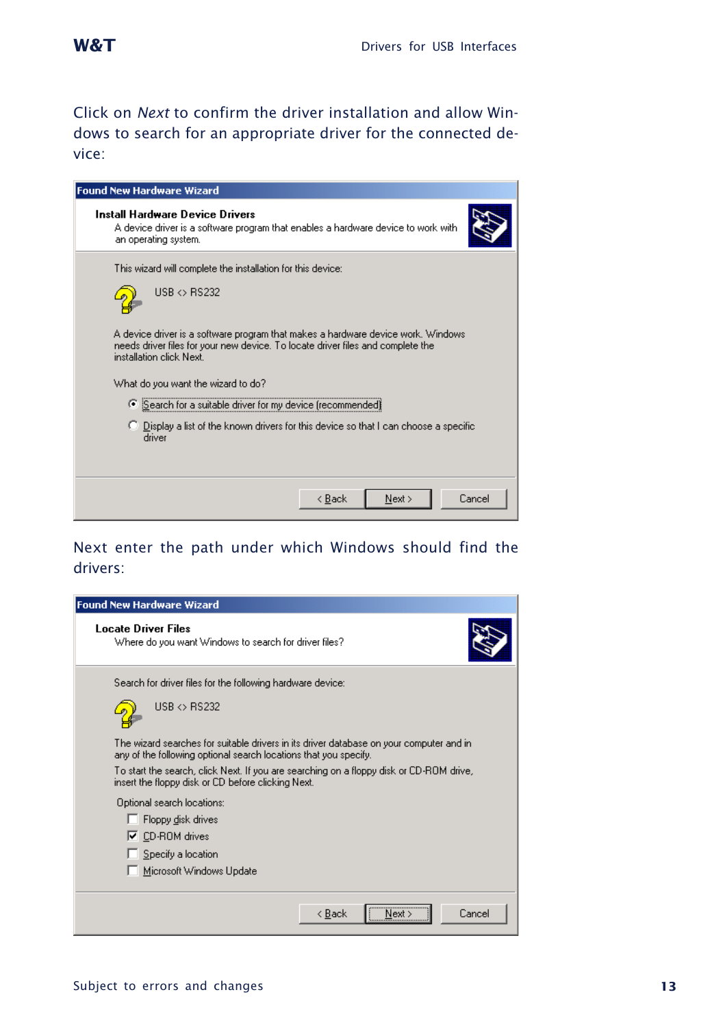Click on *Next* to confirm the driver installation and allow Windows to search for an appropriate driver for the connected device:

**Found New Hardware Wizard**

**Install Hardware Device Drivers**
A device driver is a software program that enables a hardware device to work with an operating system.

This wizard will complete the installation for this device:

USB <> RS232

A device driver is a software program that makes a hardware device work. Windows needs driver files for your new device. To locate driver files and complete the installation click Next.

What do you want the wizard to do?

- (•) Search for a suitable driver for my device (recommended)
- ( ) Display a list of the known drivers for this device so that I can choose a specific driver

< Back | Next > | Cancel

Next enter the path under which Windows should find the drivers:

**Found New Hardware Wizard**

**Locate Driver Files**
Where do you want Windows to search for driver files?

Search for driver files for the following hardware device:

USB <> RS232

The wizard searches for suitable drivers in its driver database on your computer and in any of the following optional search locations that you specify.

To start the search, click Next. If you are searching on a floppy disk or CD-ROM drive, insert the floppy disk or CD before clicking Next.

Optional search locations:

- [ ] Floppy disk drives
- [x] CD-ROM drives
- [ ] Specify a location
- [ ] Microsoft Windows Update

< Back | Next > | Cancel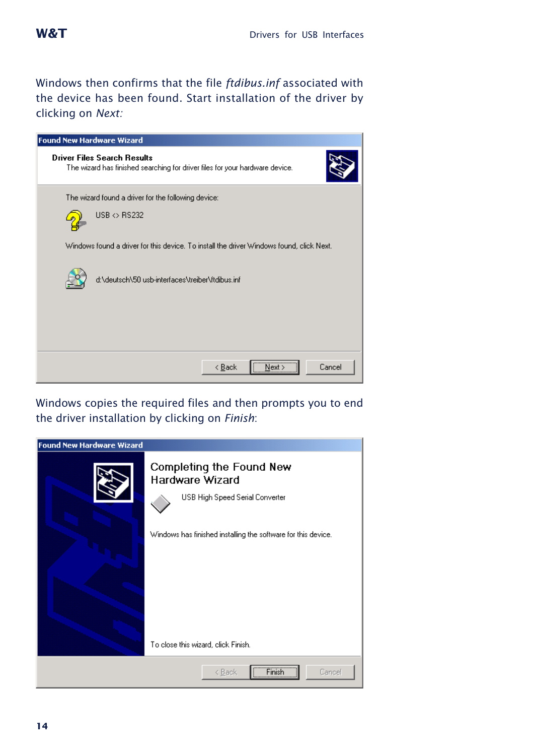Windows then confirms that the file *ftdibus.inf* associated with the device has been found. Start installation of the driver by clicking on *Next:*

**Found New Hardware Wizard**

**Driver Files Search Results**
The wizard has finished searching for driver files for your hardware device.

The wizard found a driver for the following device:

USB <> RS232

Windows found a driver for this device. To install the driver Windows found, click Next.

d:\deutsch\50 usb-interfaces\treiber\ftdibus.inf

< Back | Next > | Cancel

Windows copies the required files and then prompts you to end the driver installation by clicking on *Finish*:

**Found New Hardware Wizard**

**Completing the Found New Hardware Wizard**

USB High Speed Serial Converter

Windows has finished installing the software for this device.

To close this wizard, click Finish.

< Back | Finish | Cancel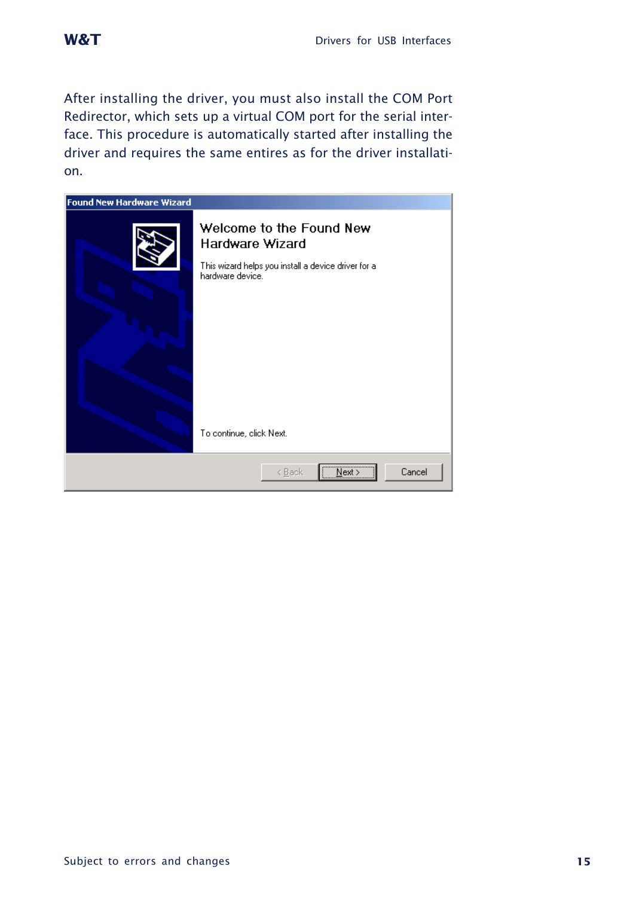After installing the driver, you must also install the COM Port Redirector, which sets up a virtual COM port for the serial interface. This procedure is automatically started after installing the driver and requires the same entires as for the driver installation.

Found New Hardware Wizard

Welcome to the Found New Hardware Wizard

This wizard helps you install a device driver for a hardware device.

To continue, click Next.

< Back | Next > | Cancel

Subject to errors and changes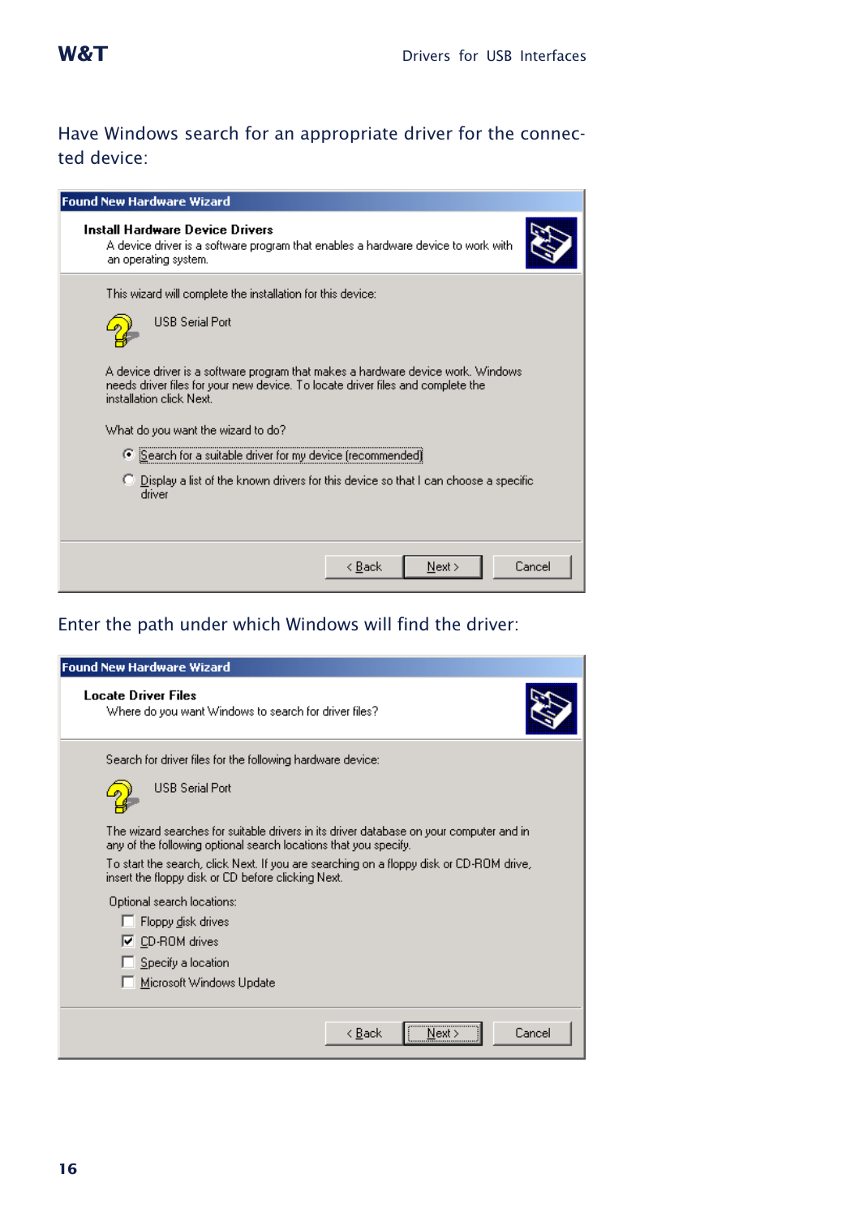Have Windows search for an appropriate driver for the connected device:

**Found New Hardware Wizard**

**Install Hardware Device Drivers**

A device driver is a software program that enables a hardware device to work with an operating system.

This wizard will complete the installation for this device:

USB Serial Port

A device driver is a software program that makes a hardware device work. Windows needs driver files for your new device. To locate driver files and complete the installation click Next.

What do you want the wizard to do?

- (•) Search for a suitable driver for my device (recommended)
- ( ) Display a list of the known drivers for this device so that I can choose a specific driver

< Back | Next > | Cancel

Enter the path under which Windows will find the driver:

**Found New Hardware Wizard**

**Locate Driver Files**

Where do you want Windows to search for driver files?

Search for driver files for the following hardware device:

USB Serial Port

The wizard searches for suitable drivers in its driver database on your computer and in any of the following optional search locations that you specify.

To start the search, click Next. If you are searching on a floppy disk or CD-ROM drive, insert the floppy disk or CD before clicking Next.

Optional search locations:

- [ ] Floppy disk drives
- [x] CD-ROM drives
- [ ] Specify a location
- [ ] Microsoft Windows Update

< Back | Next > | Cancel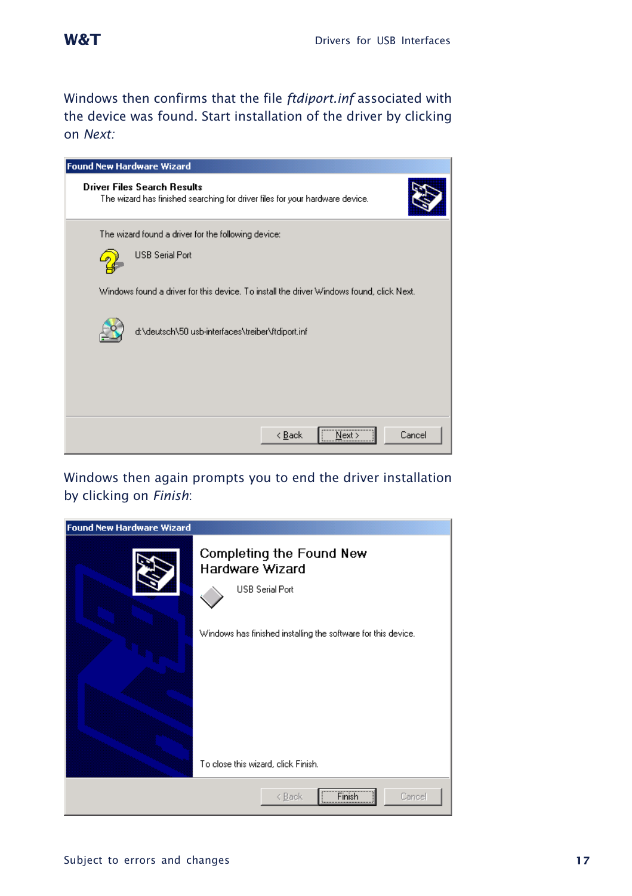Windows then confirms that the file *ftdiport.inf* associated with the device was found. Start installation of the driver by clicking on *Next:*

Found New Hardware Wizard

**Driver Files Search Results**
The wizard has finished searching for driver files for your hardware device.

The wizard found a driver for the following device:

USB Serial Port

Windows found a driver for this device. To install the driver Windows found, click Next.

d:\deutsch\50 usb-interfaces\treiber\ftdiport.inf

< Back | Next > | Cancel

Windows then again prompts you to end the driver installation by clicking on *Finish*:

Found New Hardware Wizard

**Completing the Found New Hardware Wizard**

USB Serial Port

Windows has finished installing the software for this device.

To close this wizard, click Finish.

< Back | Finish | Cancel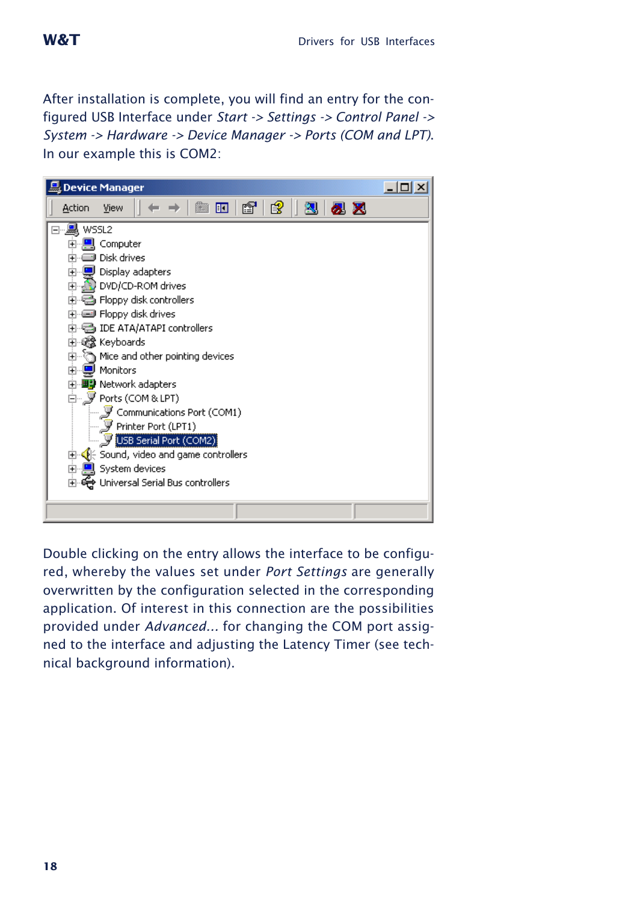After installation is complete, you will find an entry for the configured USB Interface under *Start -> Settings -> Control Panel -> System -> Hardware -> Device Manager -> Ports (COM and LPT)*. In our example this is COM2:

Double clicking on the entry allows the interface to be configured, whereby the values set under *Port Settings* are generally overwritten by the configuration selected in the corresponding application. Of interest in this connection are the possibilities provided under *Advanced...* for changing the COM port assigned to the interface and adjusting the Latency Timer (see technical background information).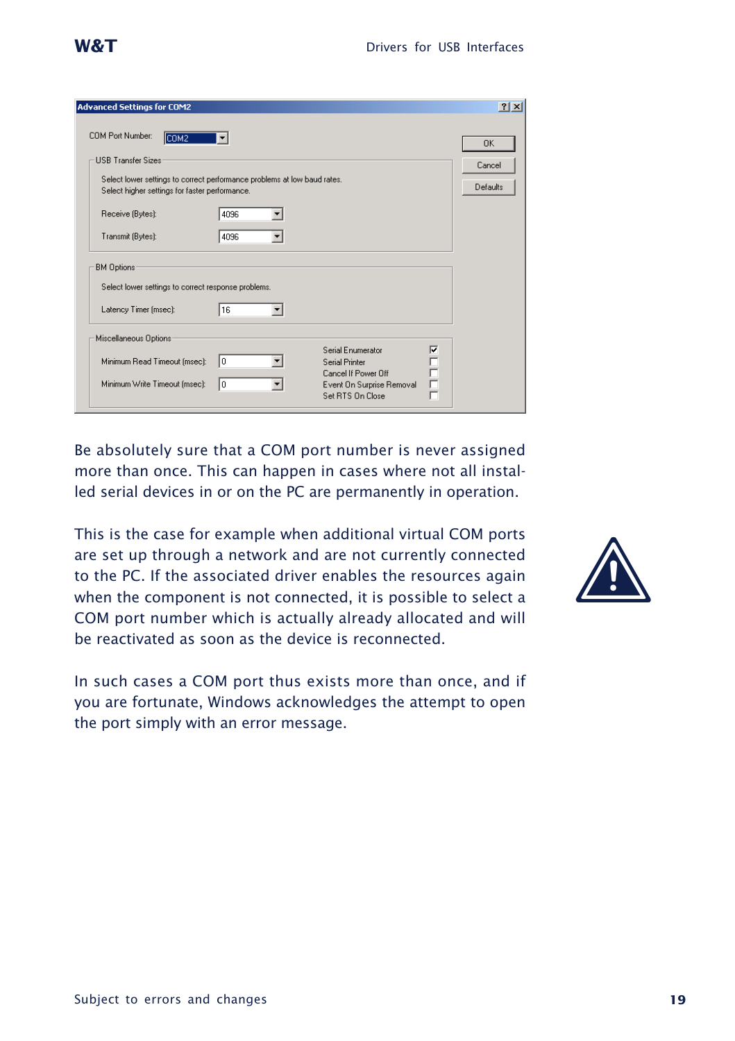Be absolutely sure that a COM port number is never assigned more than once. This can happen in cases where not all installed serial devices in or on the PC are permanently in operation.

This is the case for example when additional virtual COM ports are set up through a network and are not currently connected to the PC. If the associated driver enables the resources again when the component is not connected, it is possible to select a COM port number which is actually already allocated and will be reactivated as soon as the device is reconnected.

In such cases a COM port thus exists more than once, and if you are fortunate, Windows acknowledges the attempt to open the port simply with an error message.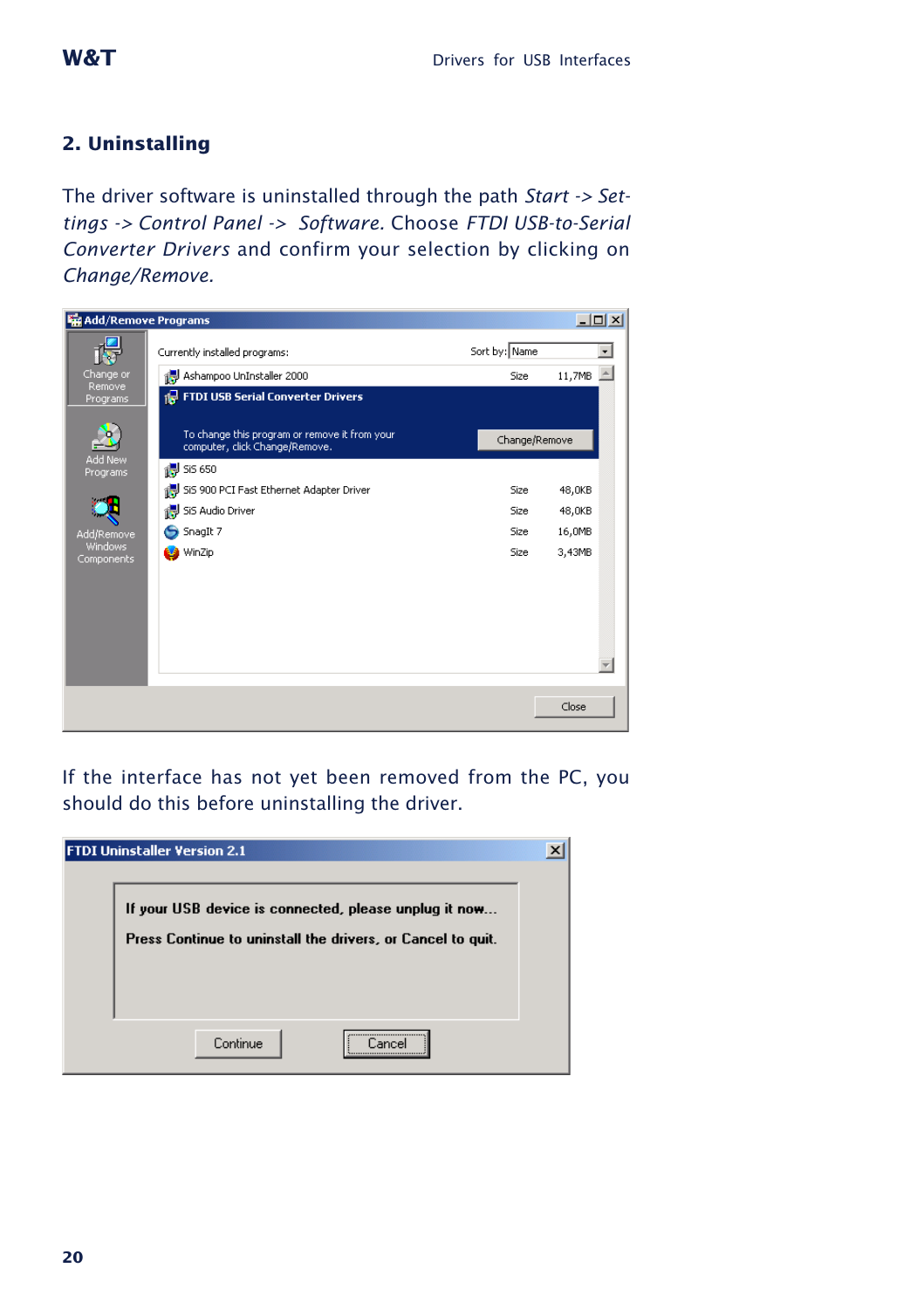## 2. Uninstalling

The driver software is uninstalled through the path *Start -> Settings -> Control Panel -> Software.* Choose *FTDI USB-to-Serial Converter Drivers* and confirm your selection by clicking on *Change/Remove.*

If the interface has not yet been removed from the PC, you should do this before uninstalling the driver.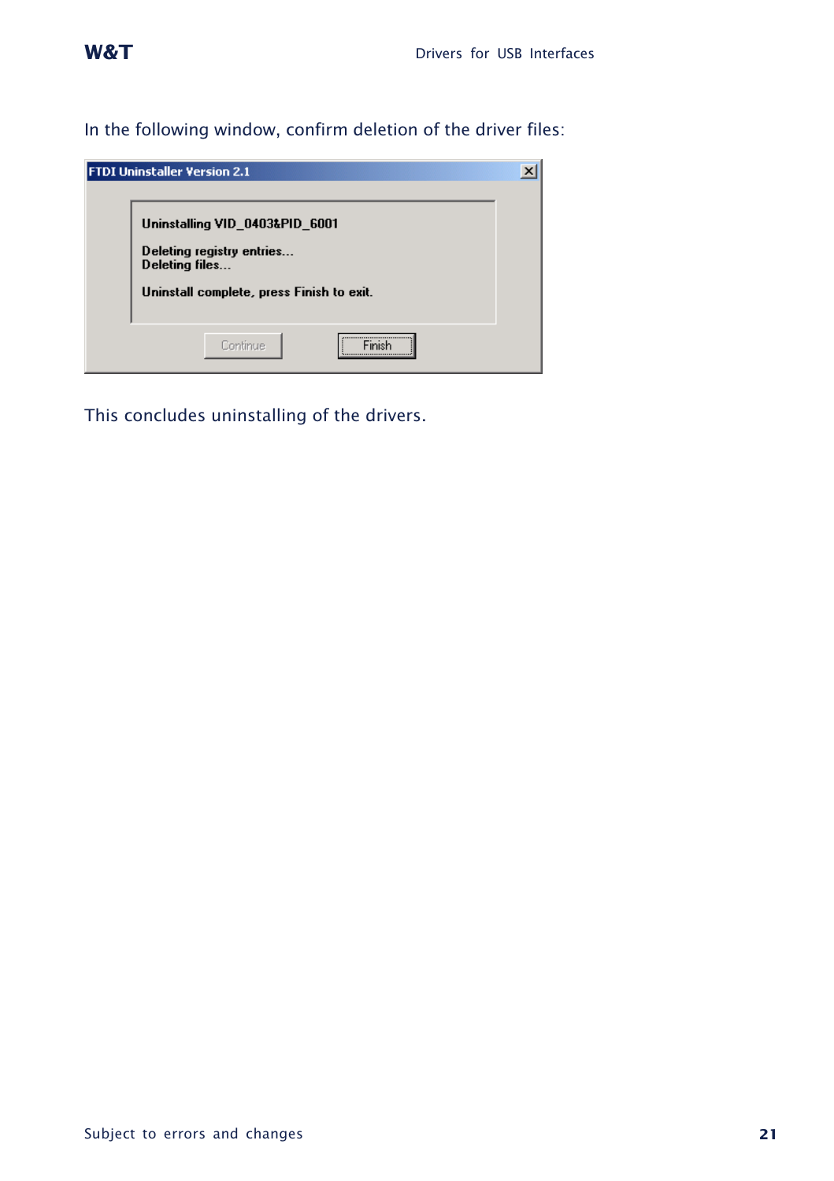In the following window, confirm deletion of the driver files:

This concludes uninstalling of the drivers.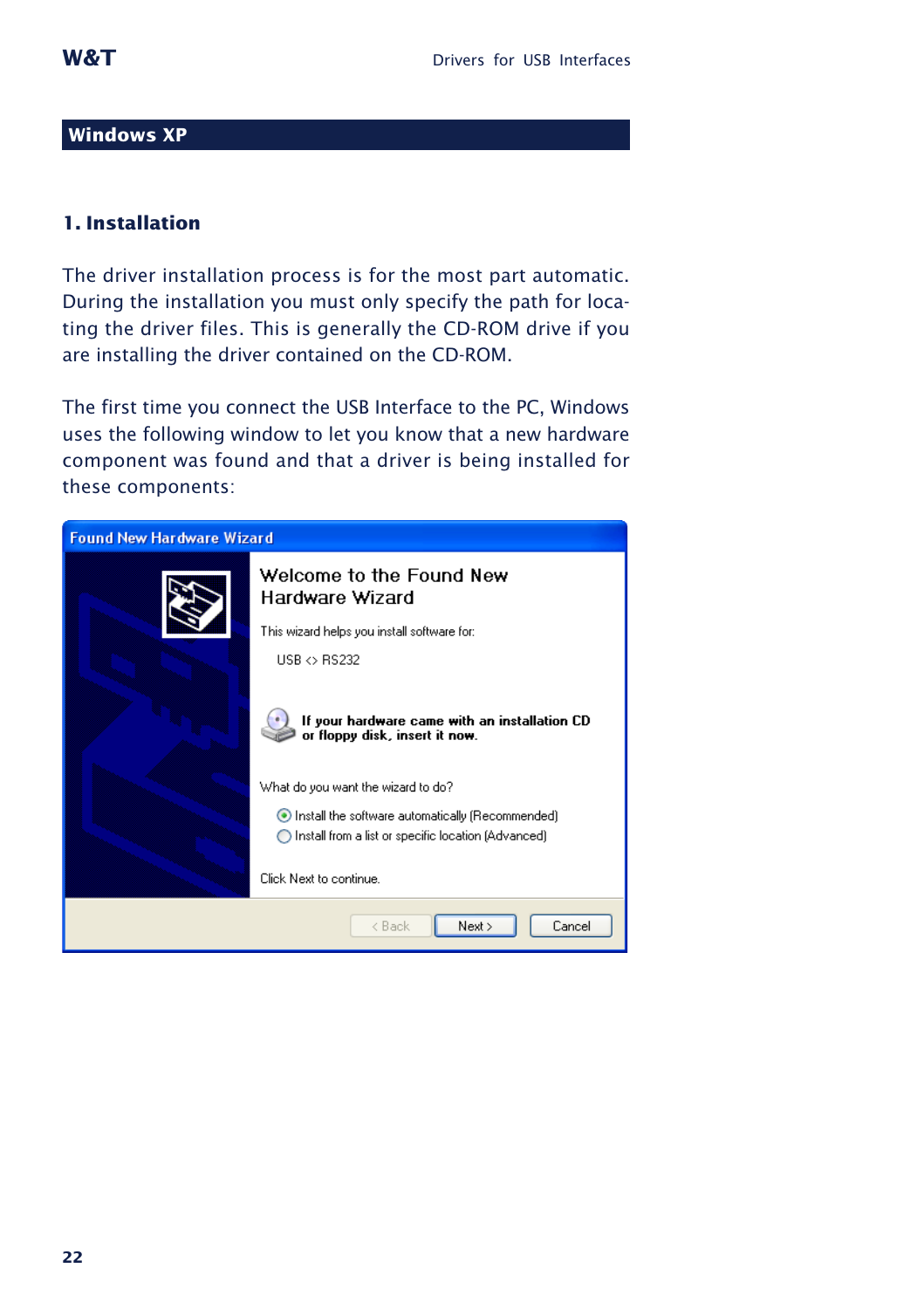## Windows XP

### 1. Installation

The driver installation process is for the most part automatic. During the installation you must only specify the path for locating the driver files. This is generally the CD-ROM drive if you are installing the driver contained on the CD-ROM.

The first time you connect the USB Interface to the PC, Windows uses the following window to let you know that a new hardware component was found and that a driver is being installed for these components:

Found New Hardware Wizard

Welcome to the Found New Hardware Wizard

This wizard helps you install software for:

USB <> RS232

**If your hardware came with an installation CD or floppy disk, insert it now.**

What do you want the wizard to do?

- Install the software automatically (Recommended)
- Install from a list or specific location (Advanced)

Click Next to continue.

< Back | Next > | Cancel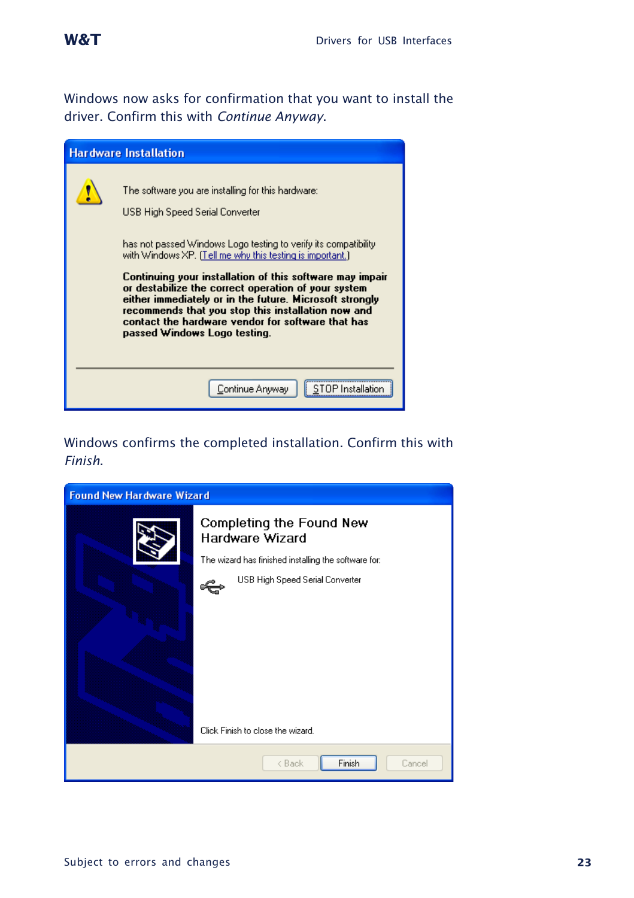Windows now asks for confirmation that you want to install the driver. Confirm this with *Continue Anyway*.

Windows confirms the completed installation. Confirm this with *Finish*.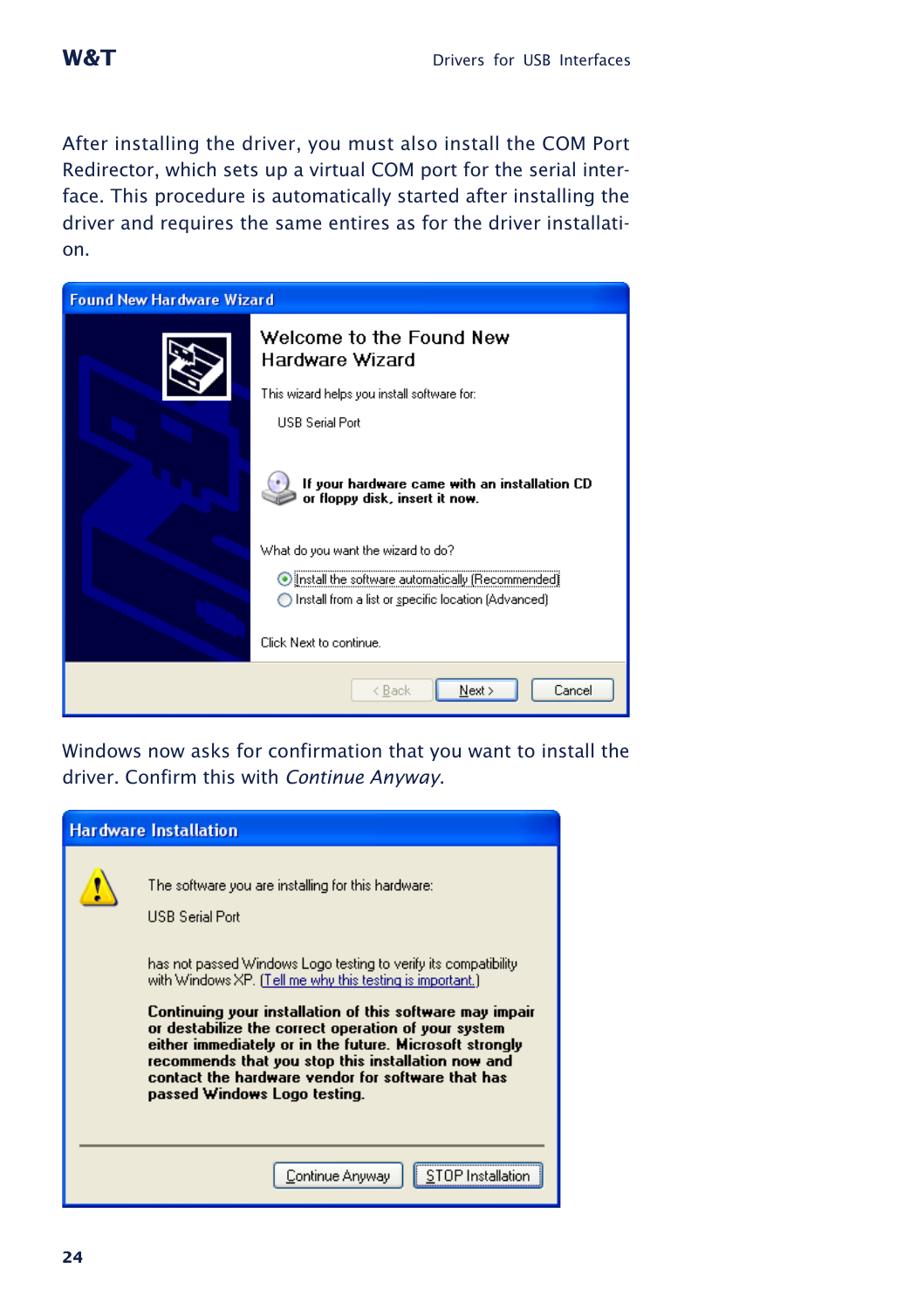After installing the driver, you must also install the COM Port Redirector, which sets up a virtual COM port for the serial interface. This procedure is automatically started after installing the driver and requires the same entires as for the driver installation.

Windows now asks for confirmation that you want to install the driver. Confirm this with *Continue Anyway*.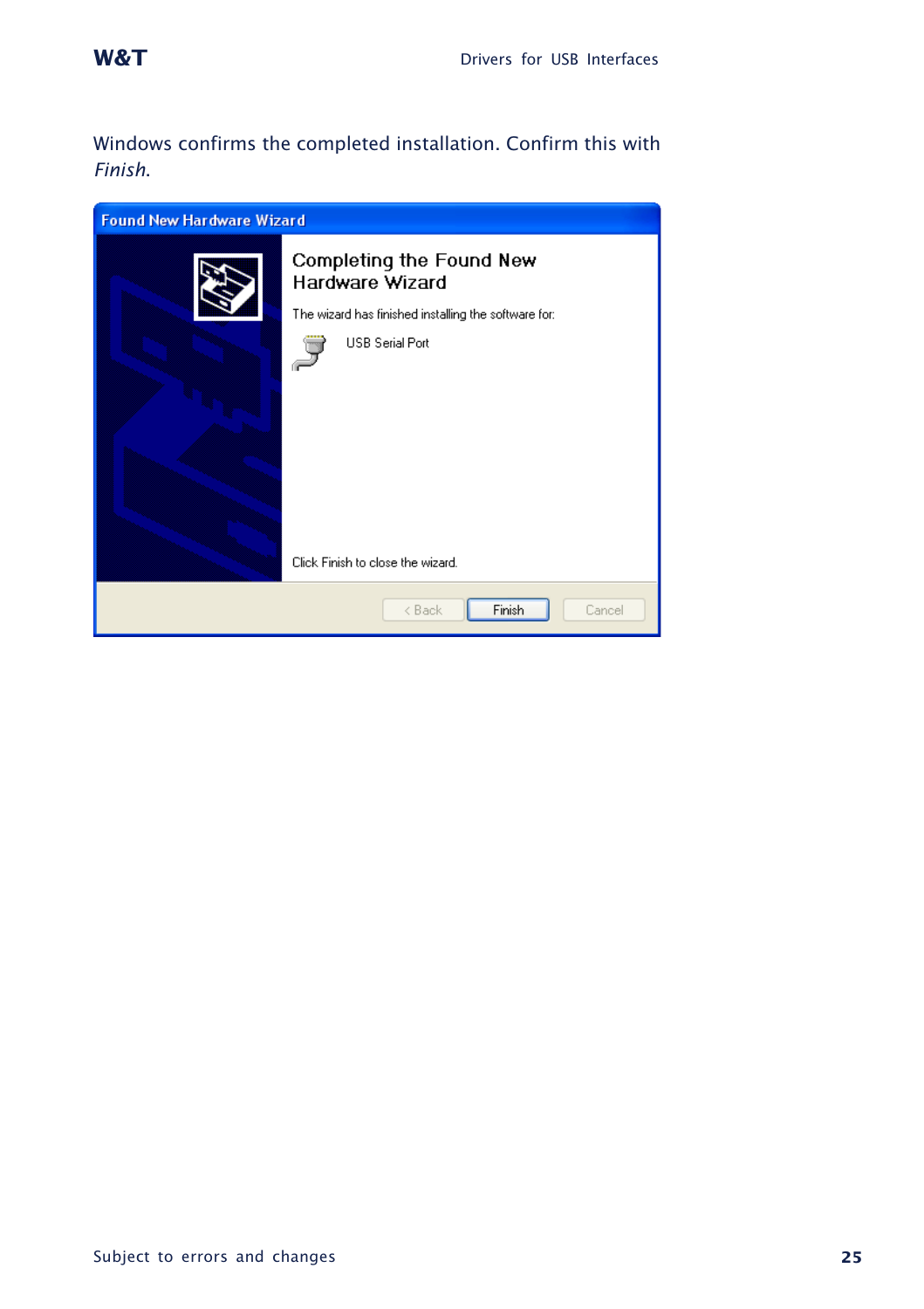Windows confirms the completed installation. Confirm this with *Finish*.

Found New Hardware Wizard

Completing the Found New Hardware Wizard

The wizard has finished installing the software for:

USB Serial Port

Click Finish to close the wizard.

< Back | Finish | Cancel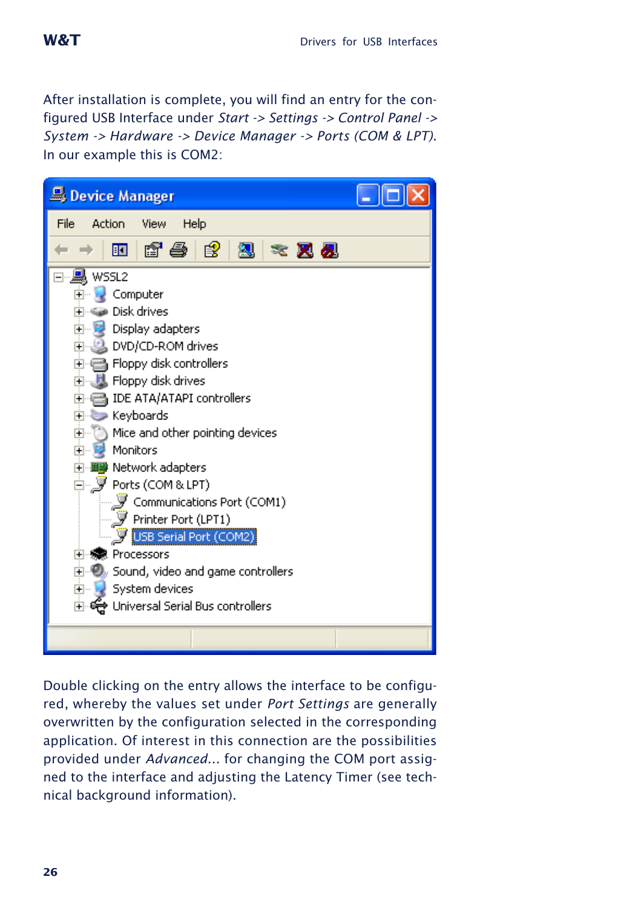After installation is complete, you will find an entry for the configured USB Interface under *Start -> Settings -> Control Panel -> System -> Hardware -> Device Manager -> Ports (COM & LPT)*. In our example this is COM2:

Double clicking on the entry allows the interface to be configured, whereby the values set under *Port Settings* are generally overwritten by the configuration selected in the corresponding application. Of interest in this connection are the possibilities provided under *Advanced...* for changing the COM port assigned to the interface and adjusting the Latency Timer (see technical background information).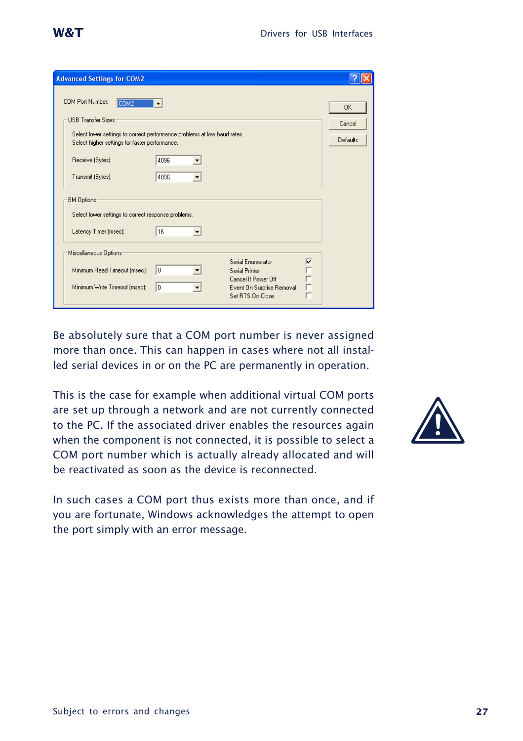Be absolutely sure that a COM port number is never assigned more than once. This can happen in cases where not all installed serial devices in or on the PC are permanently in operation.

This is the case for example when additional virtual COM ports are set up through a network and are not currently connected to the PC. If the associated driver enables the resources again when the component is not connected, it is possible to select a COM port number which is actually already allocated and will be reactivated as soon as the device is reconnected.

In such cases a COM port thus exists more than once, and if you are fortunate, Windows acknowledges the attempt to open the port simply with an error message.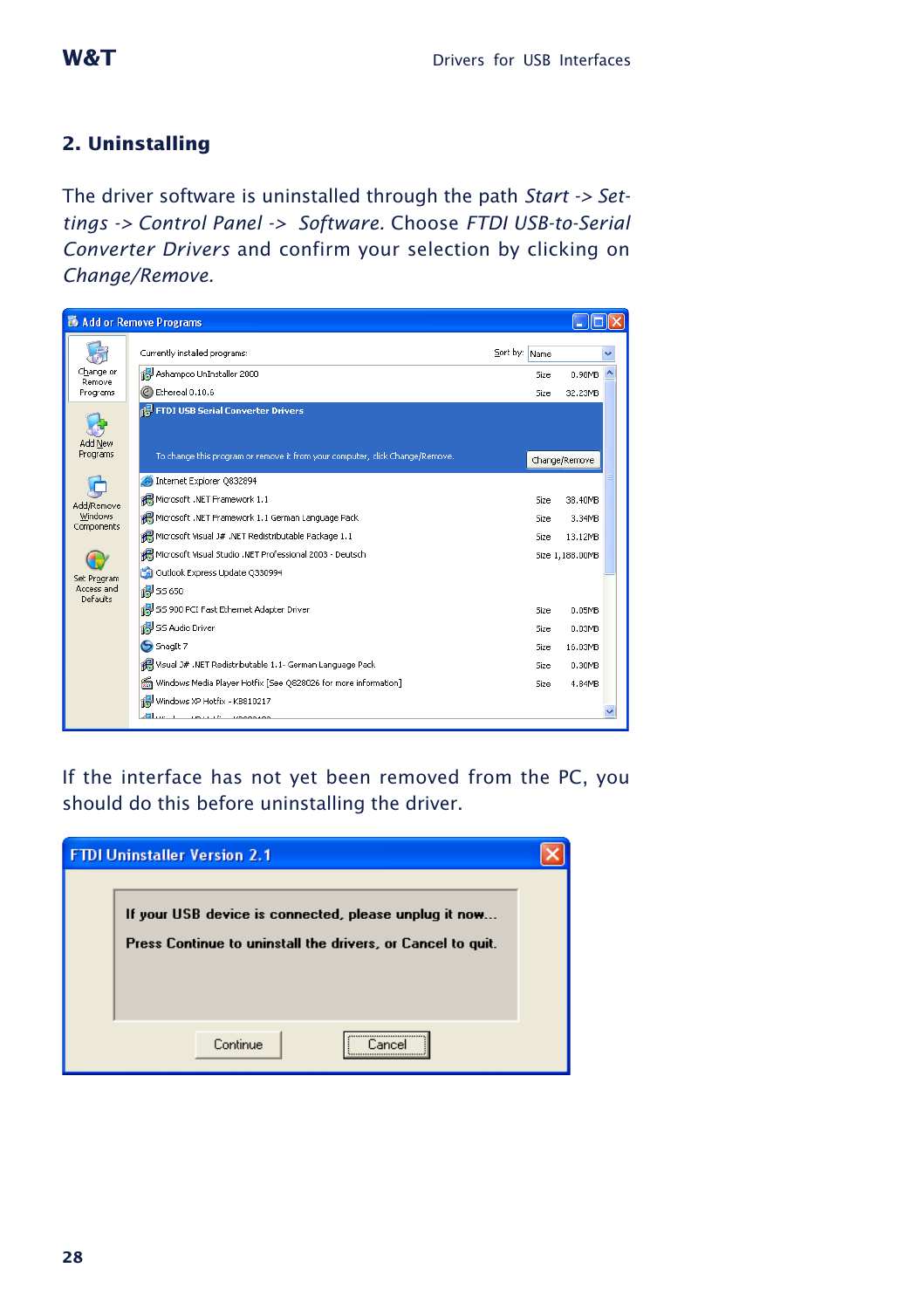## 2. Uninstalling

The driver software is uninstalled through the path *Start -> Settings -> Control Panel -> Software.* Choose *FTDI USB-to-Serial Converter Drivers* and confirm your selection by clicking on *Change/Remove.*

If the interface has not yet been removed from the PC, you should do this before uninstalling the driver.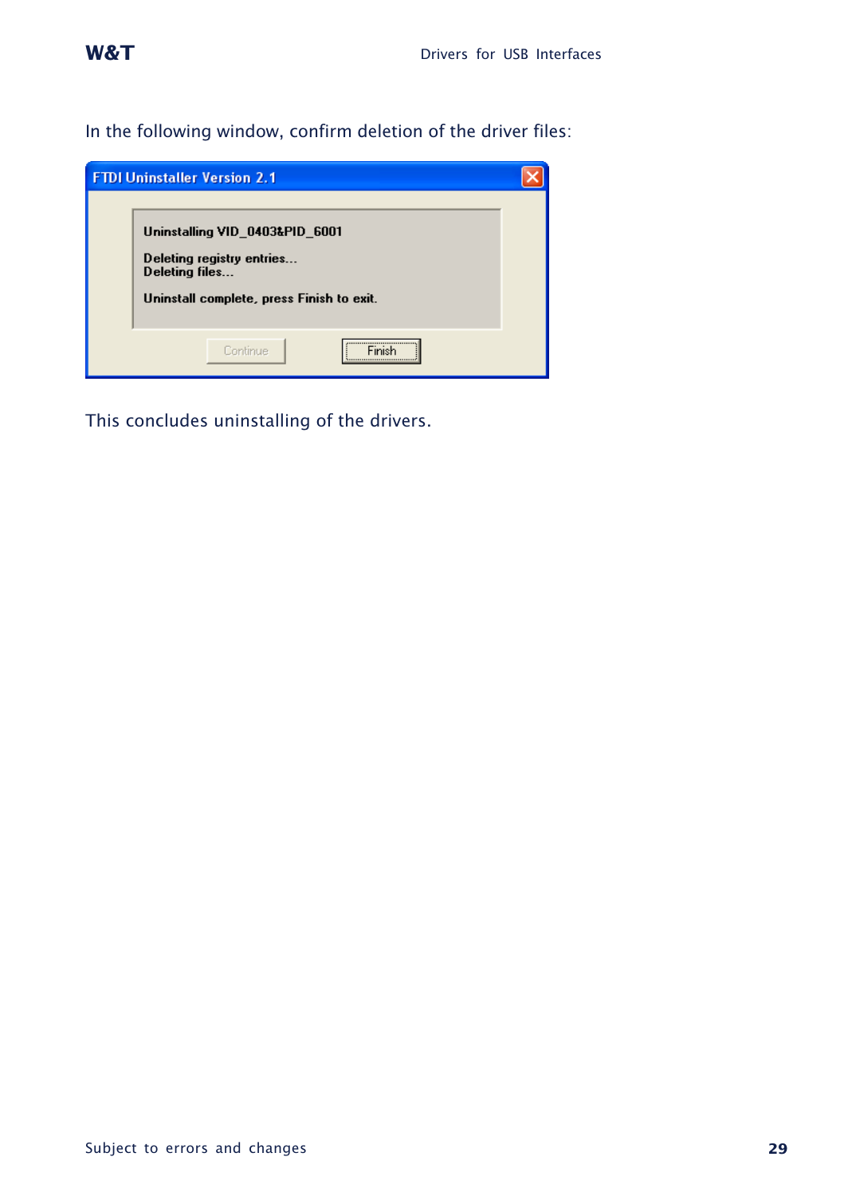In the following window, confirm deletion of the driver files:

This concludes uninstalling of the drivers.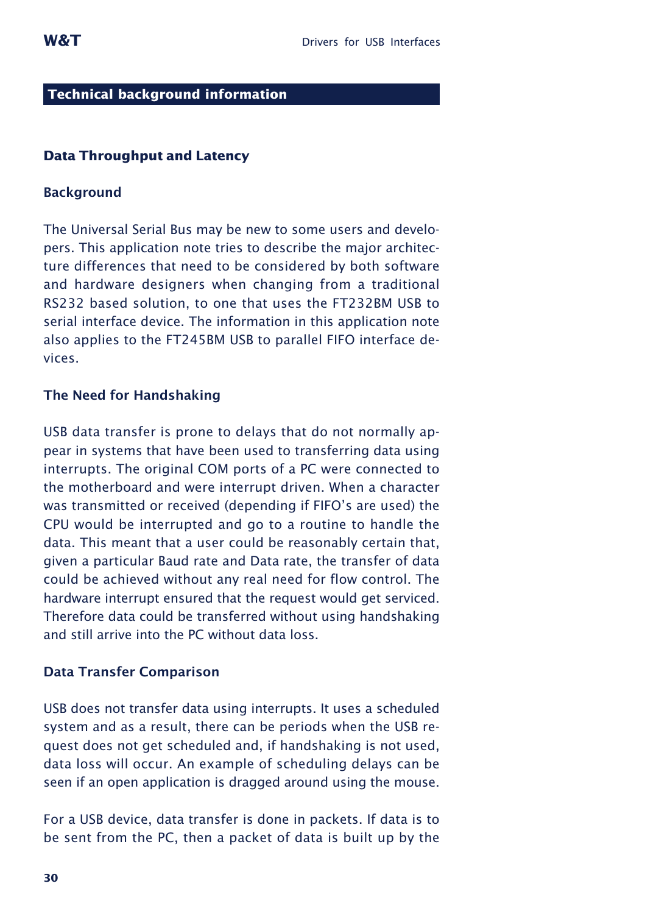## Technical background information

### Data Throughput and Latency

#### Background

The Universal Serial Bus may be new to some users and developers. This application note tries to describe the major architecture differences that need to be considered by both software and hardware designers when changing from a traditional RS232 based solution, to one that uses the FT232BM USB to serial interface device. The information in this application note also applies to the FT245BM USB to parallel FIFO interface devices.

#### The Need for Handshaking

USB data transfer is prone to delays that do not normally appear in systems that have been used to transferring data using interrupts. The original COM ports of a PC were connected to the motherboard and were interrupt driven. When a character was transmitted or received (depending if FIFO's are used) the CPU would be interrupted and go to a routine to handle the data. This meant that a user could be reasonably certain that, given a particular Baud rate and Data rate, the transfer of data could be achieved without any real need for flow control. The hardware interrupt ensured that the request would get serviced. Therefore data could be transferred without using handshaking and still arrive into the PC without data loss.

#### Data Transfer Comparison

USB does not transfer data using interrupts. It uses a scheduled system and as a result, there can be periods when the USB request does not get scheduled and, if handshaking is not used, data loss will occur. An example of scheduling delays can be seen if an open application is dragged around using the mouse.

For a USB device, data transfer is done in packets. If data is to be sent from the PC, then a packet of data is built up by the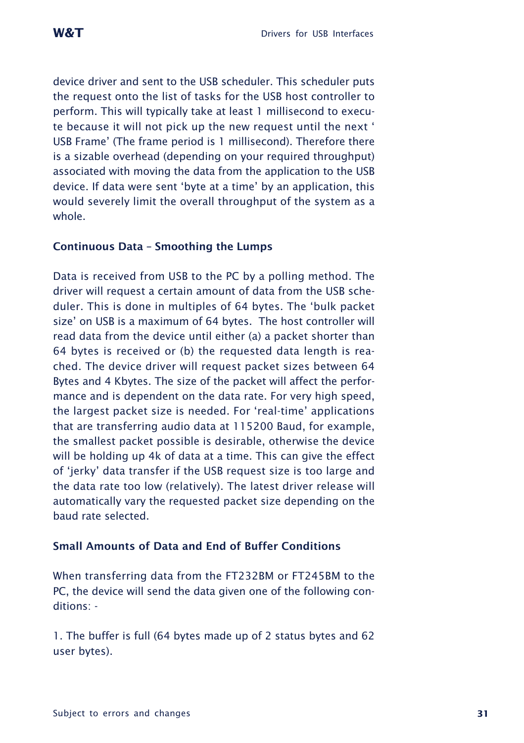device driver and sent to the USB scheduler. This scheduler puts the request onto the list of tasks for the USB host controller to perform. This will typically take at least 1 millisecond to execute because it will not pick up the new request until the next ' USB Frame' (The frame period is 1 millisecond). Therefore there is a sizable overhead (depending on your required throughput) associated with moving the data from the application to the USB device. If data were sent 'byte at a time' by an application, this would severely limit the overall throughput of the system as a whole.

### Continuous Data – Smoothing the Lumps

Data is received from USB to the PC by a polling method. The driver will request a certain amount of data from the USB scheduler. This is done in multiples of 64 bytes. The 'bulk packet size' on USB is a maximum of 64 bytes. The host controller will read data from the device until either (a) a packet shorter than 64 bytes is received or (b) the requested data length is reached. The device driver will request packet sizes between 64 Bytes and 4 Kbytes. The size of the packet will affect the performance and is dependent on the data rate. For very high speed, the largest packet size is needed. For 'real-time' applications that are transferring audio data at 115200 Baud, for example, the smallest packet possible is desirable, otherwise the device will be holding up 4k of data at a time. This can give the effect of 'jerky' data transfer if the USB request size is too large and the data rate too low (relatively). The latest driver release will automatically vary the requested packet size depending on the baud rate selected.

### Small Amounts of Data and End of Buffer Conditions

When transferring data from the FT232BM or FT245BM to the PC, the device will send the data given one of the following conditions: -

1. The buffer is full (64 bytes made up of 2 status bytes and 62 user bytes).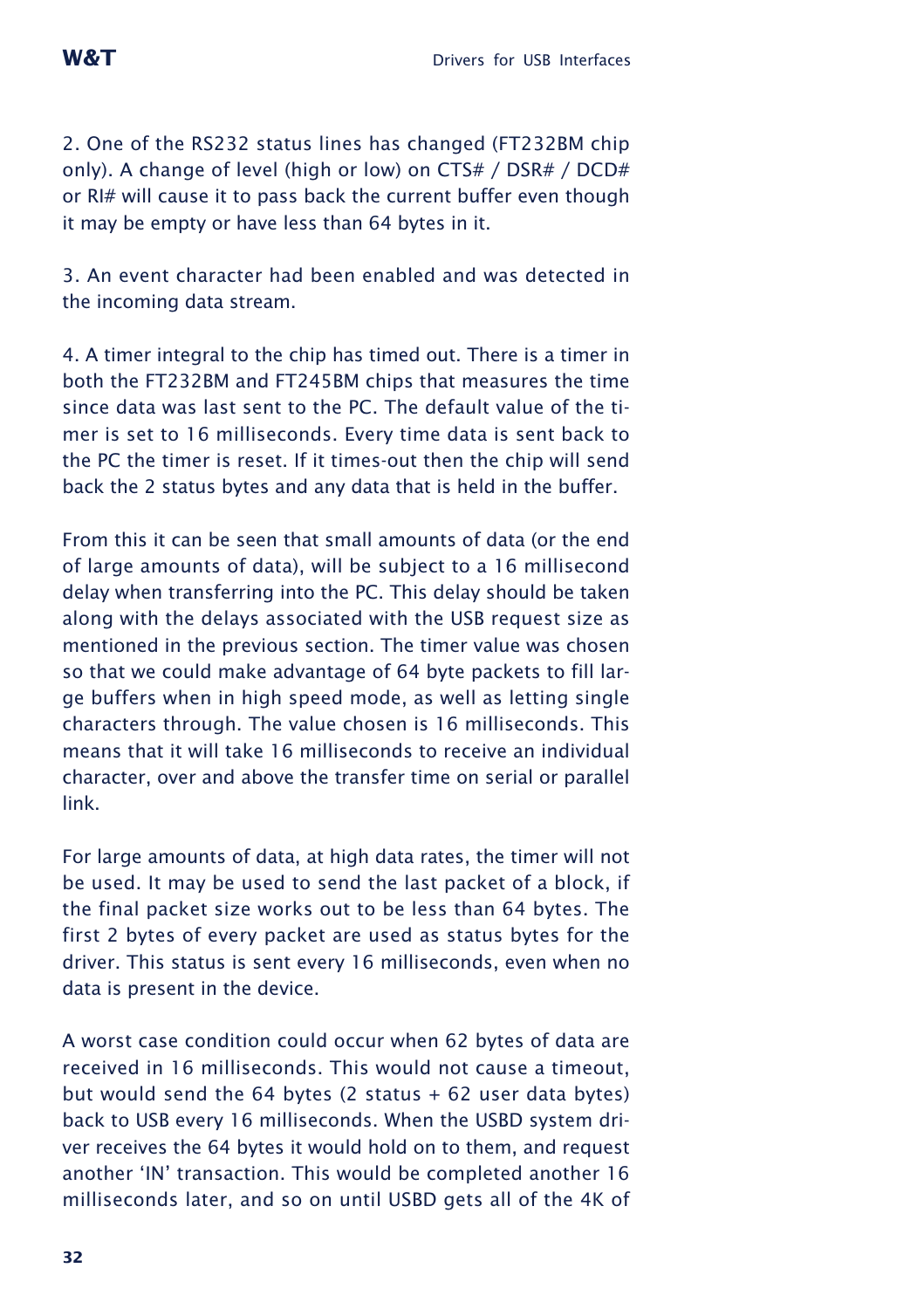2. One of the RS232 status lines has changed (FT232BM chip only). A change of level (high or low) on CTS# / DSR# / DCD# or RI# will cause it to pass back the current buffer even though it may be empty or have less than 64 bytes in it.

3. An event character had been enabled and was detected in the incoming data stream.

4. A timer integral to the chip has timed out. There is a timer in both the FT232BM and FT245BM chips that measures the time since data was last sent to the PC. The default value of the timer is set to 16 milliseconds. Every time data is sent back to the PC the timer is reset. If it times-out then the chip will send back the 2 status bytes and any data that is held in the buffer.

From this it can be seen that small amounts of data (or the end of large amounts of data), will be subject to a 16 millisecond delay when transferring into the PC. This delay should be taken along with the delays associated with the USB request size as mentioned in the previous section. The timer value was chosen so that we could make advantage of 64 byte packets to fill large buffers when in high speed mode, as well as letting single characters through. The value chosen is 16 milliseconds. This means that it will take 16 milliseconds to receive an individual character, over and above the transfer time on serial or parallel link.

For large amounts of data, at high data rates, the timer will not be used. It may be used to send the last packet of a block, if the final packet size works out to be less than 64 bytes. The first 2 bytes of every packet are used as status bytes for the driver. This status is sent every 16 milliseconds, even when no data is present in the device.

A worst case condition could occur when 62 bytes of data are received in 16 milliseconds. This would not cause a timeout, but would send the 64 bytes (2 status + 62 user data bytes) back to USB every 16 milliseconds. When the USBD system driver receives the 64 bytes it would hold on to them, and request another 'IN' transaction. This would be completed another 16 milliseconds later, and so on until USBD gets all of the 4K of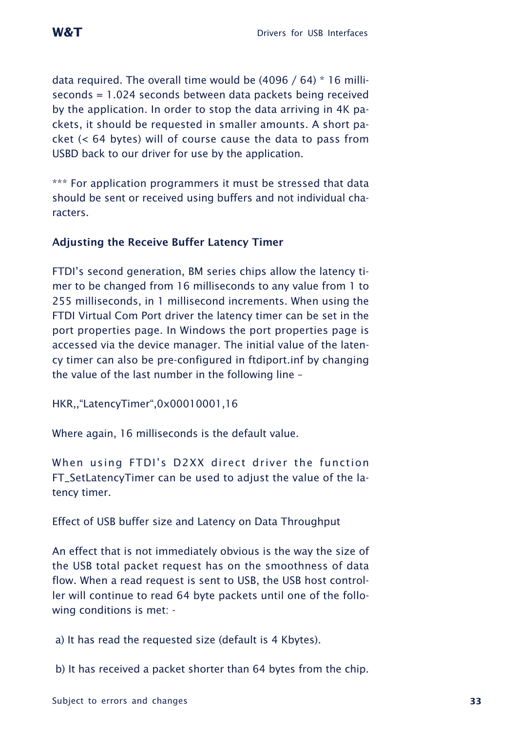data required. The overall time would be (4096 / 64) * 16 milliseconds = 1.024 seconds between data packets being received by the application. In order to stop the data arriving in 4K packets, it should be requested in smaller amounts. A short packet (< 64 bytes) will of course cause the data to pass from USBD back to our driver for use by the application.

*** For application programmers it must be stressed that data should be sent or received using buffers and not individual characters.

### Adjusting the Receive Buffer Latency Timer

FTDI's second generation, BM series chips allow the latency timer to be changed from 16 milliseconds to any value from 1 to 255 milliseconds, in 1 millisecond increments. When using the FTDI Virtual Com Port driver the latency timer can be set in the port properties page. In Windows the port properties page is accessed via the device manager. The initial value of the latency timer can also be pre-configured in ftdiport.inf by changing the value of the last number in the following line –

HKR,,"LatencyTimer",0x00010001,16

Where again, 16 milliseconds is the default value.

When using FTDI's D2XX direct driver the function FT_SetLatencyTimer can be used to adjust the value of the latency timer.

Effect of USB buffer size and Latency on Data Throughput

An effect that is not immediately obvious is the way the size of the USB total packet request has on the smoothness of data flow. When a read request is sent to USB, the USB host controller will continue to read 64 byte packets until one of the following conditions is met: -

a) It has read the requested size (default is 4 Kbytes).

b) It has received a packet shorter than 64 bytes from the chip.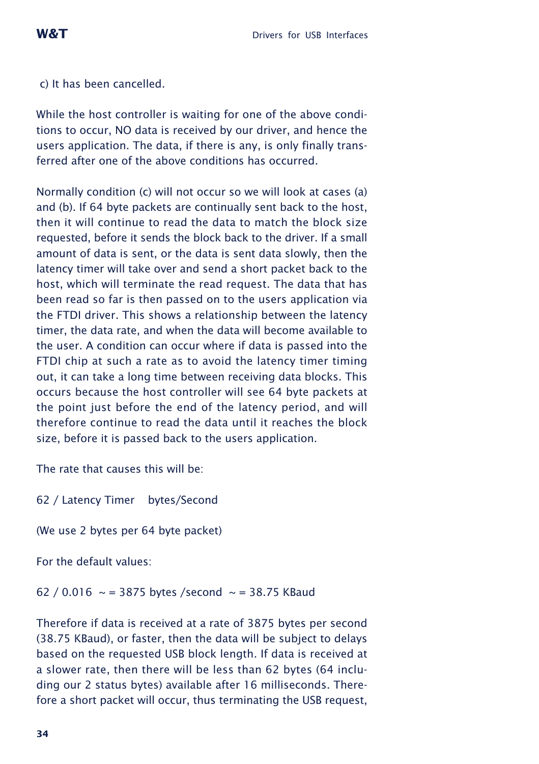c) It has been cancelled.

While the host controller is waiting for one of the above conditions to occur, NO data is received by our driver, and hence the users application. The data, if there is any, is only finally transferred after one of the above conditions has occurred.

Normally condition (c) will not occur so we will look at cases (a) and (b). If 64 byte packets are continually sent back to the host, then it will continue to read the data to match the block size requested, before it sends the block back to the driver. If a small amount of data is sent, or the data is sent data slowly, then the latency timer will take over and send a short packet back to the host, which will terminate the read request. The data that has been read so far is then passed on to the users application via the FTDI driver. This shows a relationship between the latency timer, the data rate, and when the data will become available to the user. A condition can occur where if data is passed into the FTDI chip at such a rate as to avoid the latency timer timing out, it can take a long time between receiving data blocks. This occurs because the host controller will see 64 byte packets at the point just before the end of the latency period, and will therefore continue to read the data until it reaches the block size, before it is passed back to the users application.

The rate that causes this will be:

62 / Latency Timer    bytes/Second

(We use 2 bytes per 64 byte packet)

For the default values:

62 / 0.016 ~ = 3875 bytes /second ~ = 38.75 KBaud

Therefore if data is received at a rate of 3875 bytes per second (38.75 KBaud), or faster, then the data will be subject to delays based on the requested USB block length. If data is received at a slower rate, then there will be less than 62 bytes (64 including our 2 status bytes) available after 16 milliseconds. Therefore a short packet will occur, thus terminating the USB request,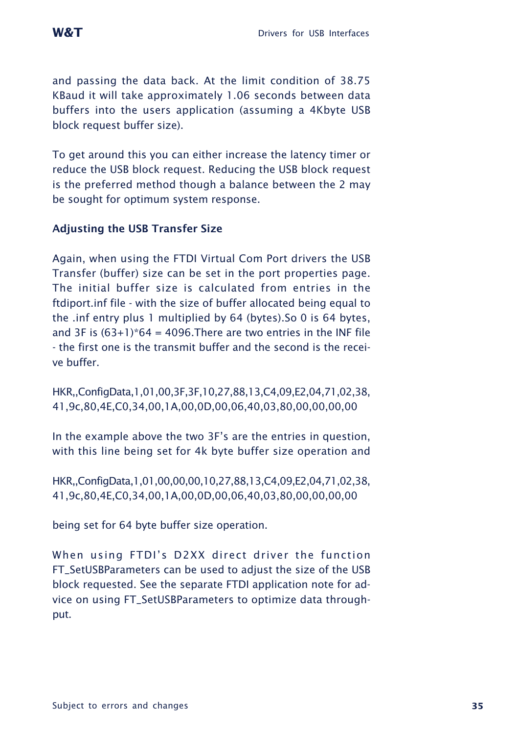and passing the data back. At the limit condition of 38.75 KBaud it will take approximately 1.06 seconds between data buffers into the users application (assuming a 4Kbyte USB block request buffer size).

To get around this you can either increase the latency timer or reduce the USB block request. Reducing the USB block request is the preferred method though a balance between the 2 may be sought for optimum system response.

### Adjusting the USB Transfer Size

Again, when using the FTDI Virtual Com Port drivers the USB Transfer (buffer) size can be set in the port properties page. The initial buffer size is calculated from entries in the ftdiport.inf file - with the size of buffer allocated being equal to the .inf entry plus 1 multiplied by 64 (bytes).So 0 is 64 bytes, and 3F is (63+1)*64 = 4096.There are two entries in the INF file - the first one is the transmit buffer and the second is the receive buffer.

```
HKR,,ConfigData,1,01,00,3F,3F,10,27,88,13,C4,09,E2,04,71,02,38,
41,9c,80,4E,C0,34,00,1A,00,0D,00,06,40,03,80,00,00,00,00
```

In the example above the two 3F's are the entries in question, with this line being set for 4k byte buffer size operation and

```
HKR,,ConfigData,1,01,00,00,00,10,27,88,13,C4,09,E2,04,71,02,38,
41,9c,80,4E,C0,34,00,1A,00,0D,00,06,40,03,80,00,00,00,00
```

being set for 64 byte buffer size operation.

When using FTDI's D2XX direct driver the function FT_SetUSBParameters can be used to adjust the size of the USB block requested. See the separate FTDI application note for advice on using FT_SetUSBParameters to optimize data throughput.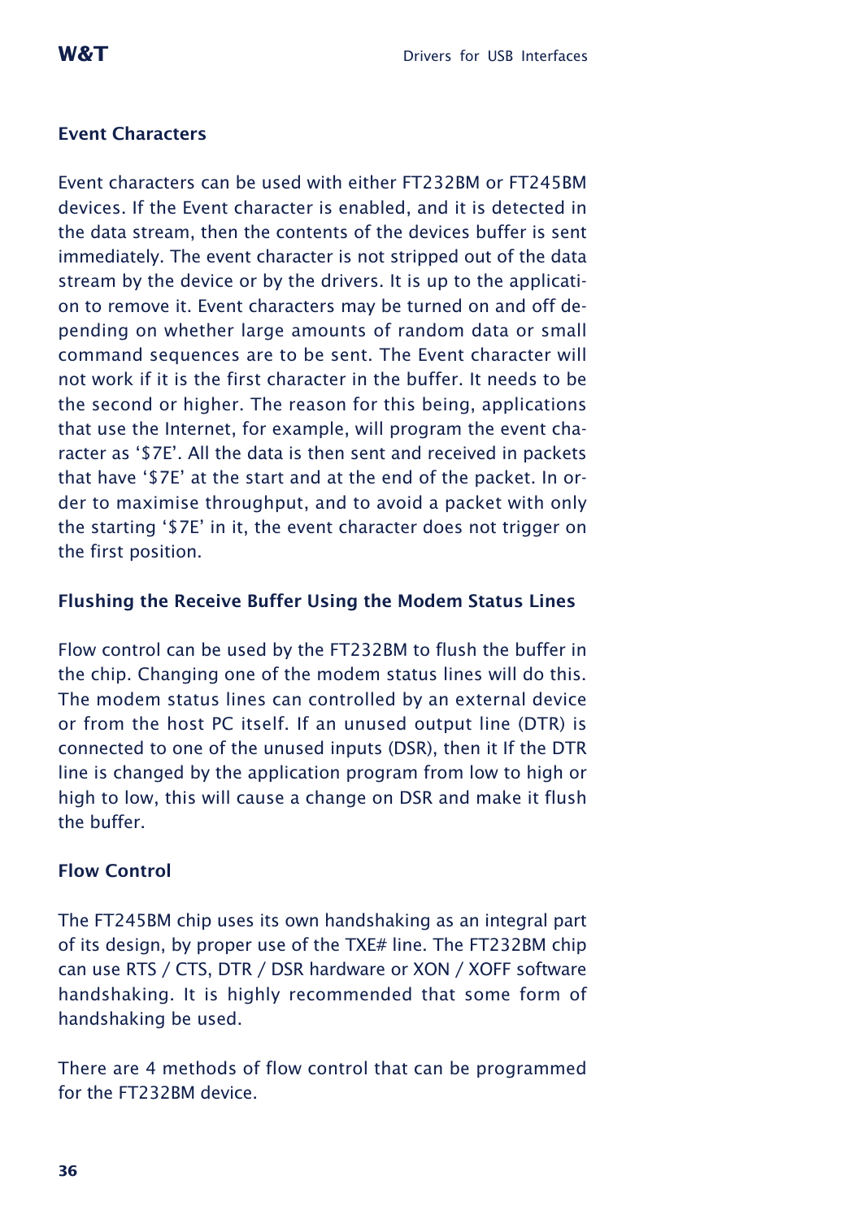### Event Characters

Event characters can be used with either FT232BM or FT245BM devices. If the Event character is enabled, and it is detected in the data stream, then the contents of the devices buffer is sent immediately. The event character is not stripped out of the data stream by the device or by the drivers. It is up to the application to remove it. Event characters may be turned on and off depending on whether large amounts of random data or small command sequences are to be sent. The Event character will not work if it is the first character in the buffer. It needs to be the second or higher. The reason for this being, applications that use the Internet, for example, will program the event character as '$7E'. All the data is then sent and received in packets that have '$7E' at the start and at the end of the packet. In order to maximise throughput, and to avoid a packet with only the starting '$7E' in it, the event character does not trigger on the first position.

### Flushing the Receive Buffer Using the Modem Status Lines

Flow control can be used by the FT232BM to flush the buffer in the chip. Changing one of the modem status lines will do this. The modem status lines can controlled by an external device or from the host PC itself. If an unused output line (DTR) is connected to one of the unused inputs (DSR), then it If the DTR line is changed by the application program from low to high or high to low, this will cause a change on DSR and make it flush the buffer.

### Flow Control

The FT245BM chip uses its own handshaking as an integral part of its design, by proper use of the TXE# line. The FT232BM chip can use RTS / CTS, DTR / DSR hardware or XON / XOFF software handshaking. It is highly recommended that some form of handshaking be used.

There are 4 methods of flow control that can be programmed for the FT232BM device.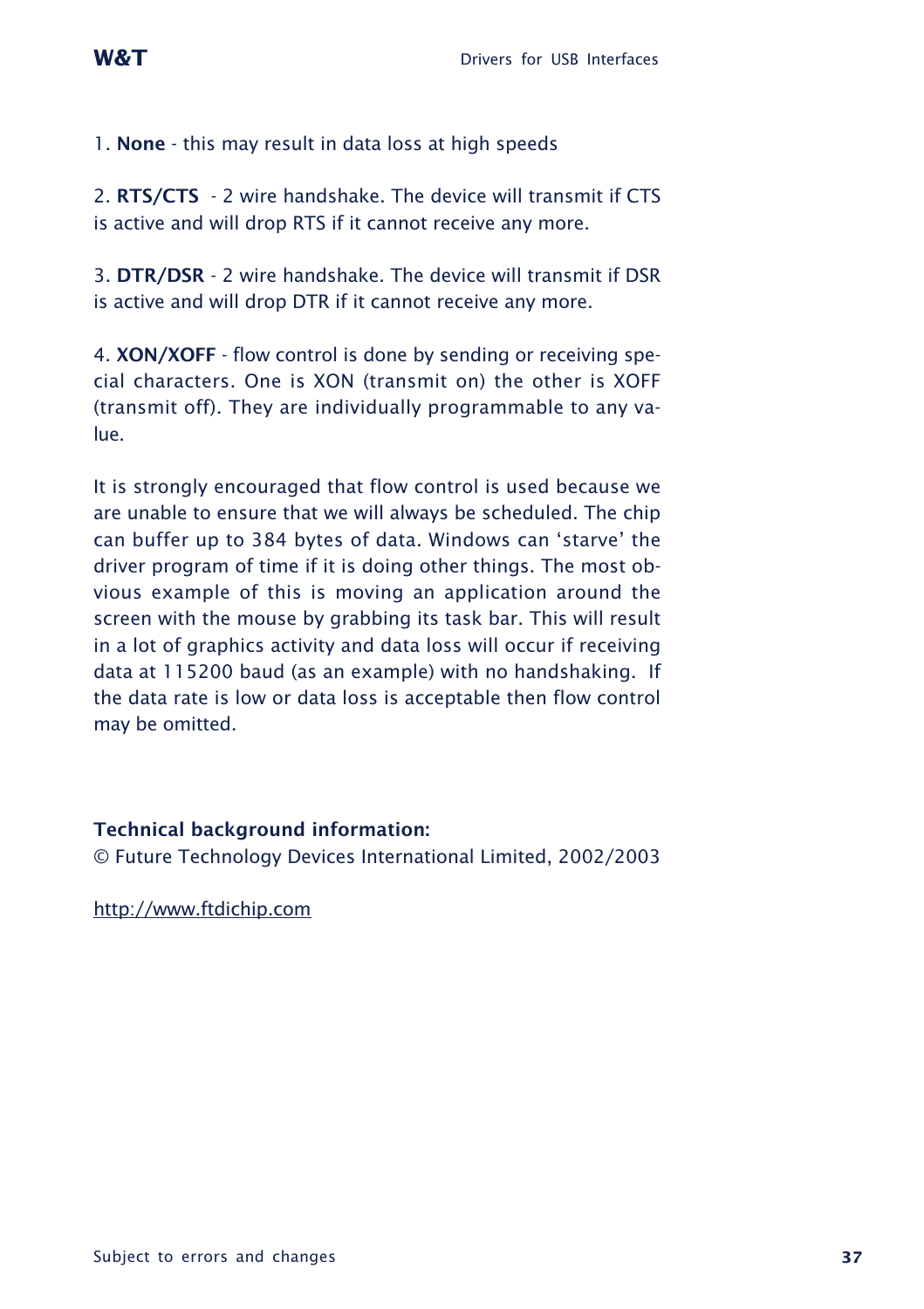1. **None** - this may result in data loss at high speeds

2. **RTS/CTS** - 2 wire handshake. The device will transmit if CTS is active and will drop RTS if it cannot receive any more.

3. **DTR/DSR** - 2 wire handshake. The device will transmit if DSR is active and will drop DTR if it cannot receive any more.

4. **XON/XOFF** - flow control is done by sending or receiving special characters. One is XON (transmit on) the other is XOFF (transmit off). They are individually programmable to any value.

It is strongly encouraged that flow control is used because we are unable to ensure that we will always be scheduled. The chip can buffer up to 384 bytes of data. Windows can 'starve' the driver program of time if it is doing other things. The most obvious example of this is moving an application around the screen with the mouse by grabbing its task bar. This will result in a lot of graphics activity and data loss will occur if receiving data at 115200 baud (as an example) with no handshaking. If the data rate is low or data loss is acceptable then flow control may be omitted.

**Technical background information:**
© Future Technology Devices International Limited, 2002/2003

http://www.ftdichip.com